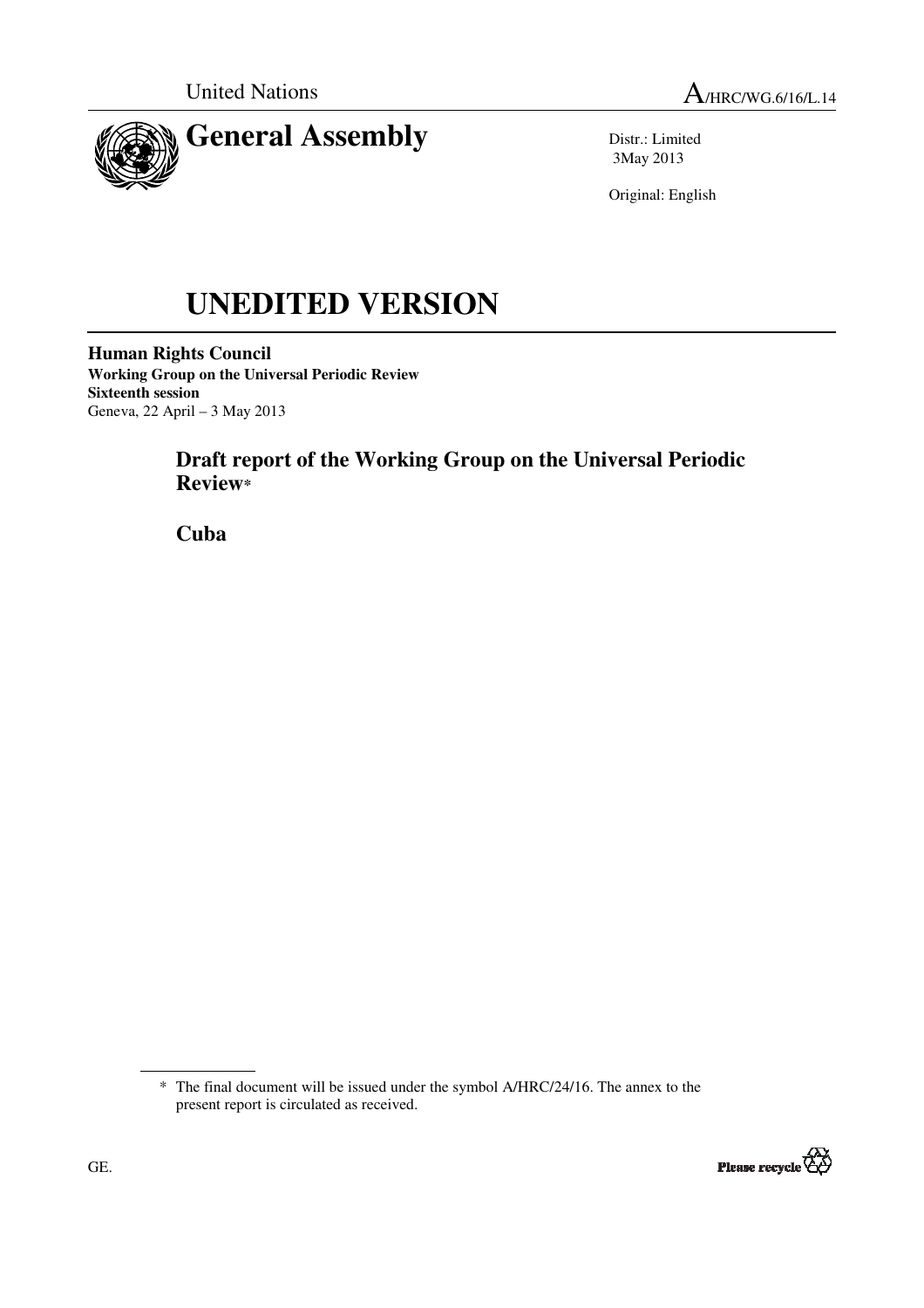United Nations A/HRC/WG.6/16/L.14

# General Assembly

Distr.: Limited
3May 2013

Original: English

# UNEDITED VERSION

**Human Rights Council**
**Working Group on the Universal Periodic Review**
**Sixteenth session**
Geneva, 22 April – 3 May 2013

## Draft report of the Working Group on the Universal Periodic Review*

## Cuba

---

\* The final document will be issued under the symbol A/HRC/24/16. The annex to the present report is circulated as received.

GE.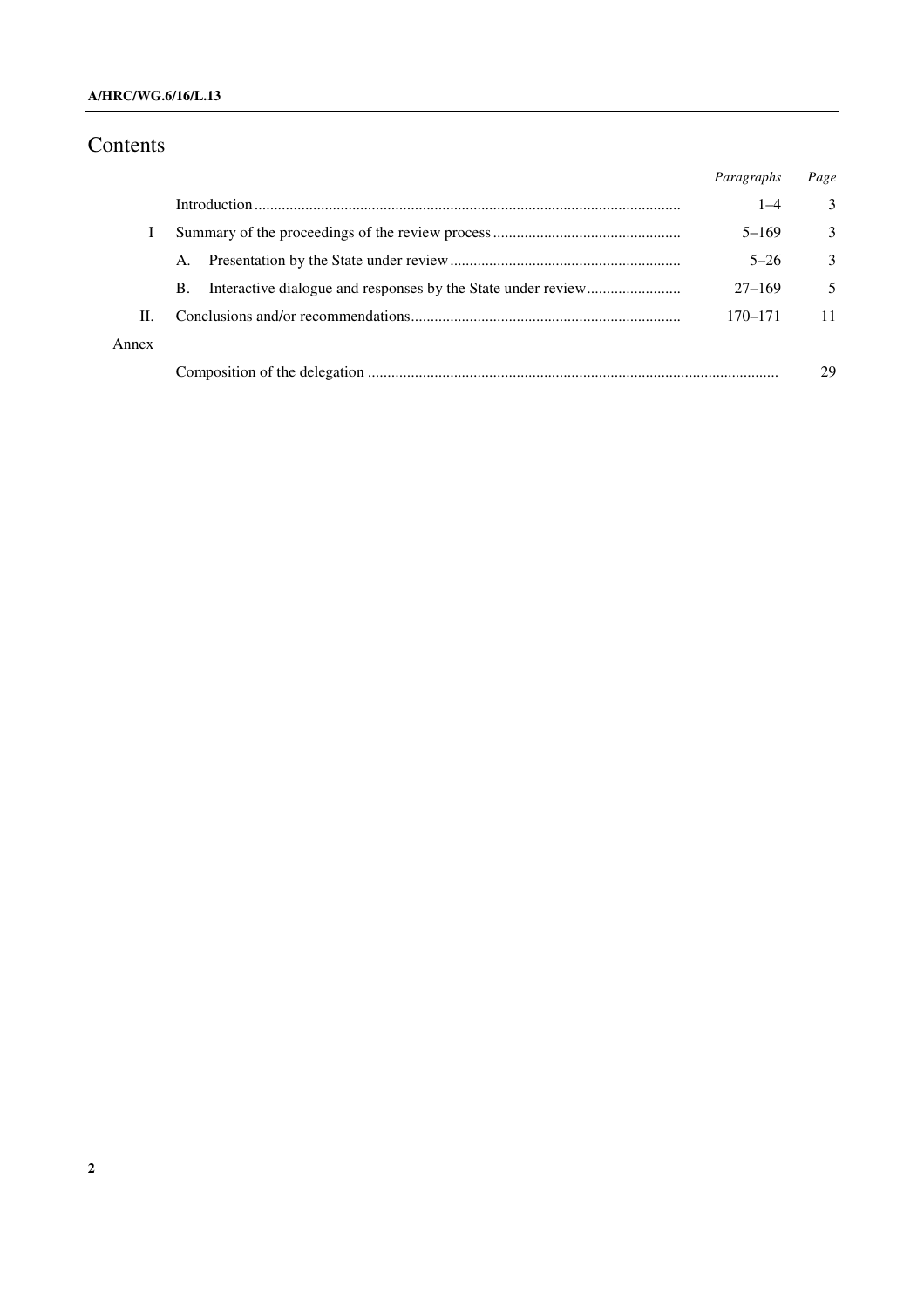# Contents

| | | Paragraphs | Page |
|---|---|---|---|
| | Introduction | 1–4 | 3 |
| I | Summary of the proceedings of the review process | 5–169 | 3 |
| | A. Presentation by the State under review | 5–26 | 3 |
| | B. Interactive dialogue and responses by the State under review | 27–169 | 5 |
| II. | Conclusions and/or recommendations | 170–171 | 11 |
| Annex | | | |
| | Composition of the delegation | | 29 |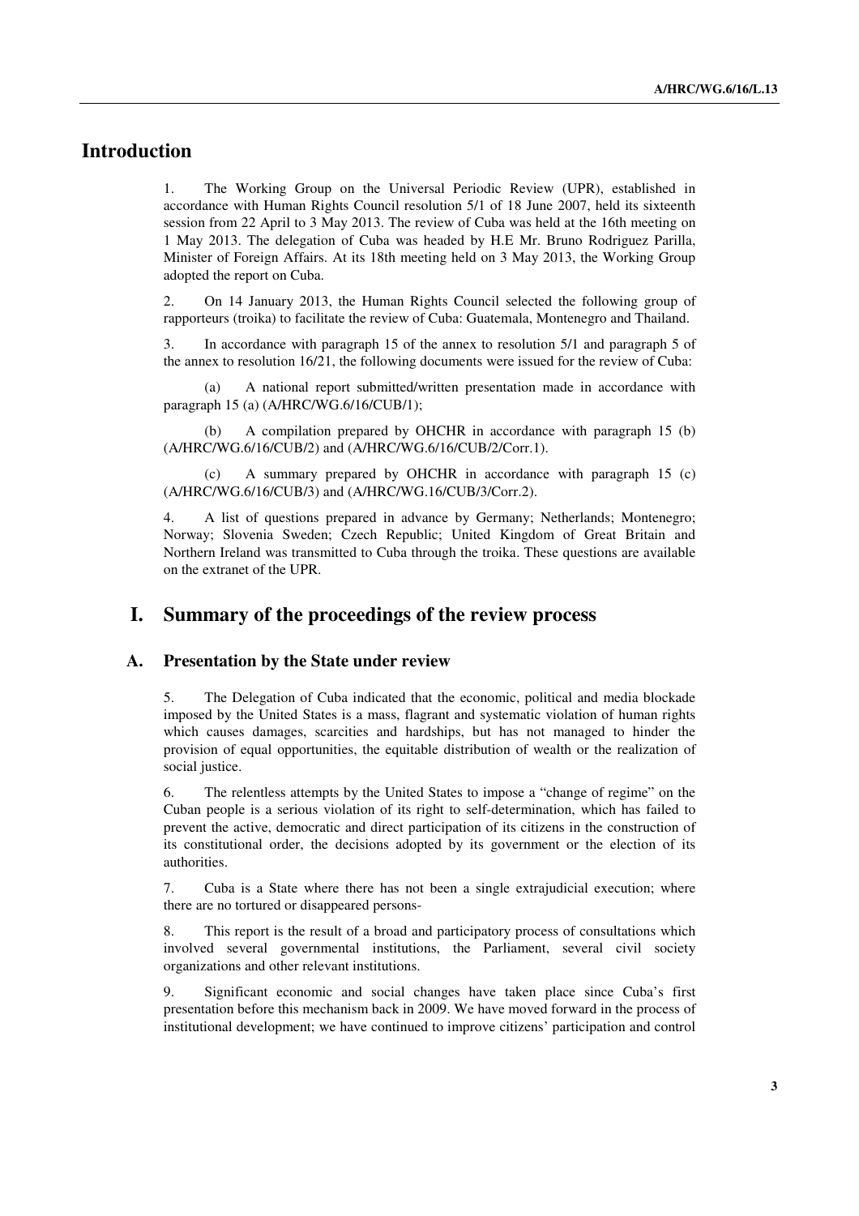# Introduction

1. The Working Group on the Universal Periodic Review (UPR), established in accordance with Human Rights Council resolution 5/1 of 18 June 2007, held its sixteenth session from 22 April to 3 May 2013. The review of Cuba was held at the 16th meeting on 1 May 2013. The delegation of Cuba was headed by H.E Mr. Bruno Rodriguez Parilla, Minister of Foreign Affairs. At its 18th meeting held on 3 May 2013, the Working Group adopted the report on Cuba.

2. On 14 January 2013, the Human Rights Council selected the following group of rapporteurs (troika) to facilitate the review of Cuba: Guatemala, Montenegro and Thailand.

3. In accordance with paragraph 15 of the annex to resolution 5/1 and paragraph 5 of the annex to resolution 16/21, the following documents were issued for the review of Cuba:

(a) A national report submitted/written presentation made in accordance with paragraph 15 (a) (A/HRC/WG.6/16/CUB/1);

(b) A compilation prepared by OHCHR in accordance with paragraph 15 (b) (A/HRC/WG.6/16/CUB/2) and (A/HRC/WG.6/16/CUB/2/Corr.1).

(c) A summary prepared by OHCHR in accordance with paragraph 15 (c) (A/HRC/WG.6/16/CUB/3) and (A/HRC/WG.16/CUB/3/Corr.2).

4. A list of questions prepared in advance by Germany; Netherlands; Montenegro; Norway; Slovenia Sweden; Czech Republic; United Kingdom of Great Britain and Northern Ireland was transmitted to Cuba through the troika. These questions are available on the extranet of the UPR.

# I. Summary of the proceedings of the review process

## A. Presentation by the State under review

5. The Delegation of Cuba indicated that the economic, political and media blockade imposed by the United States is a mass, flagrant and systematic violation of human rights which causes damages, scarcities and hardships, but has not managed to hinder the provision of equal opportunities, the equitable distribution of wealth or the realization of social justice.

6. The relentless attempts by the United States to impose a "change of regime" on the Cuban people is a serious violation of its right to self-determination, which has failed to prevent the active, democratic and direct participation of its citizens in the construction of its constitutional order, the decisions adopted by its government or the election of its authorities.

7. Cuba is a State where there has not been a single extrajudicial execution; where there are no tortured or disappeared persons-

8. This report is the result of a broad and participatory process of consultations which involved several governmental institutions, the Parliament, several civil society organizations and other relevant institutions.

9. Significant economic and social changes have taken place since Cuba's first presentation before this mechanism back in 2009. We have moved forward in the process of institutional development; we have continued to improve citizens' participation and control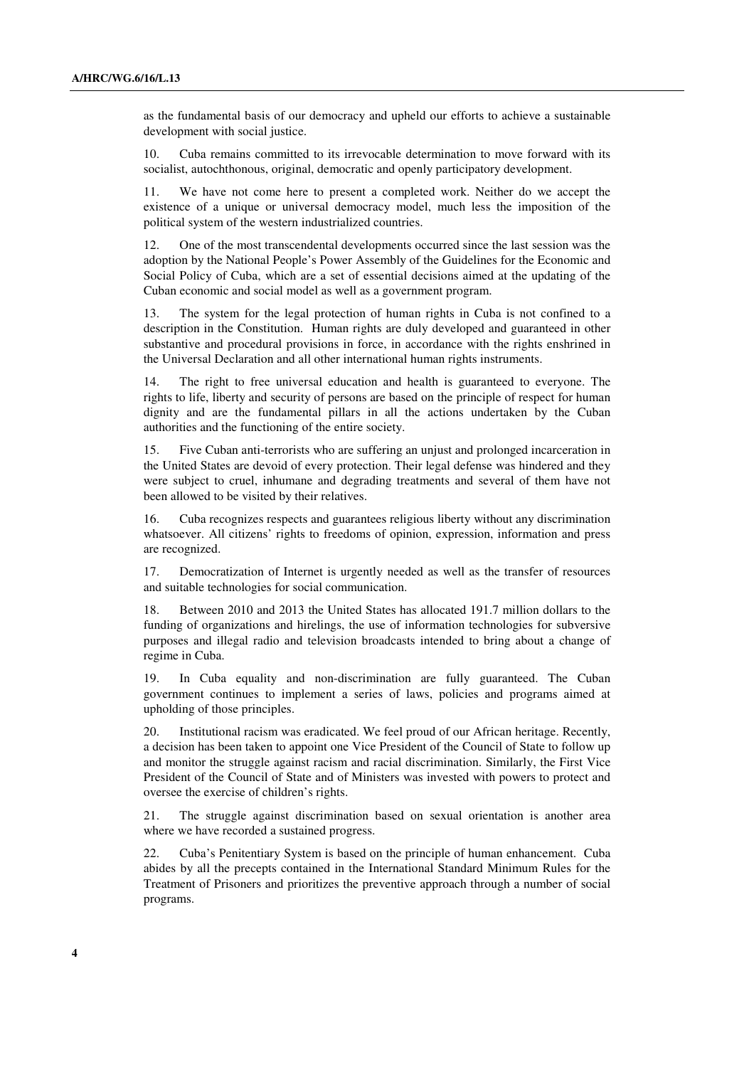as the fundamental basis of our democracy and upheld our efforts to achieve a sustainable development with social justice.

10. Cuba remains committed to its irrevocable determination to move forward with its socialist, autochthonous, original, democratic and openly participatory development.

11. We have not come here to present a completed work. Neither do we accept the existence of a unique or universal democracy model, much less the imposition of the political system of the western industrialized countries.

12. One of the most transcendental developments occurred since the last session was the adoption by the National People's Power Assembly of the Guidelines for the Economic and Social Policy of Cuba, which are a set of essential decisions aimed at the updating of the Cuban economic and social model as well as a government program.

13. The system for the legal protection of human rights in Cuba is not confined to a description in the Constitution. Human rights are duly developed and guaranteed in other substantive and procedural provisions in force, in accordance with the rights enshrined in the Universal Declaration and all other international human rights instruments.

14. The right to free universal education and health is guaranteed to everyone. The rights to life, liberty and security of persons are based on the principle of respect for human dignity and are the fundamental pillars in all the actions undertaken by the Cuban authorities and the functioning of the entire society.

15. Five Cuban anti-terrorists who are suffering an unjust and prolonged incarceration in the United States are devoid of every protection. Their legal defense was hindered and they were subject to cruel, inhumane and degrading treatments and several of them have not been allowed to be visited by their relatives.

16. Cuba recognizes respects and guarantees religious liberty without any discrimination whatsoever. All citizens' rights to freedoms of opinion, expression, information and press are recognized.

17. Democratization of Internet is urgently needed as well as the transfer of resources and suitable technologies for social communication.

18. Between 2010 and 2013 the United States has allocated 191.7 million dollars to the funding of organizations and hirelings, the use of information technologies for subversive purposes and illegal radio and television broadcasts intended to bring about a change of regime in Cuba.

19. In Cuba equality and non-discrimination are fully guaranteed. The Cuban government continues to implement a series of laws, policies and programs aimed at upholding of those principles.

20. Institutional racism was eradicated. We feel proud of our African heritage. Recently, a decision has been taken to appoint one Vice President of the Council of State to follow up and monitor the struggle against racism and racial discrimination. Similarly, the First Vice President of the Council of State and of Ministers was invested with powers to protect and oversee the exercise of children's rights.

21. The struggle against discrimination based on sexual orientation is another area where we have recorded a sustained progress.

22. Cuba's Penitentiary System is based on the principle of human enhancement. Cuba abides by all the precepts contained in the International Standard Minimum Rules for the Treatment of Prisoners and prioritizes the preventive approach through a number of social programs.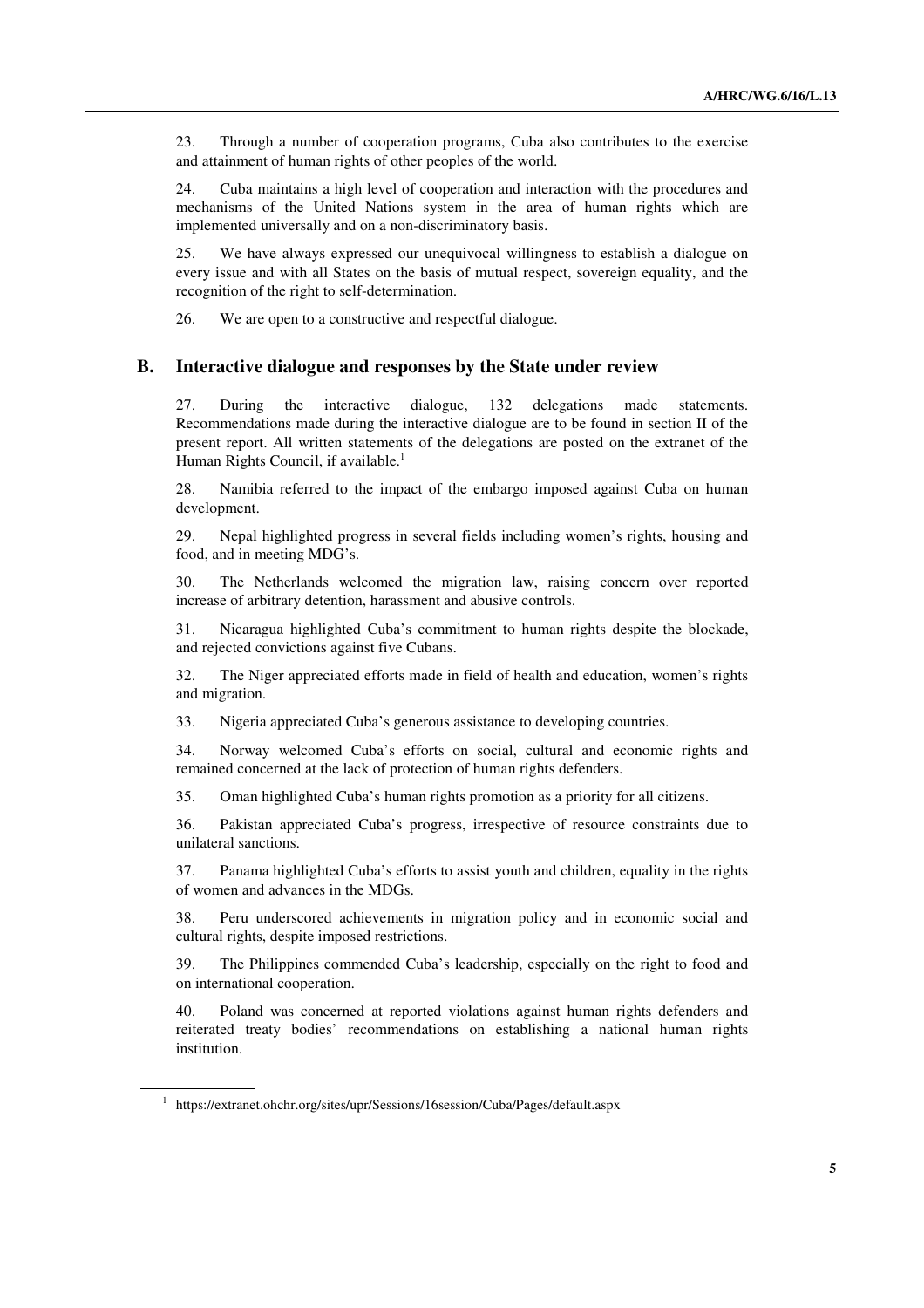23. Through a number of cooperation programs, Cuba also contributes to the exercise and attainment of human rights of other peoples of the world.

24. Cuba maintains a high level of cooperation and interaction with the procedures and mechanisms of the United Nations system in the area of human rights which are implemented universally and on a non-discriminatory basis.

25. We have always expressed our unequivocal willingness to establish a dialogue on every issue and with all States on the basis of mutual respect, sovereign equality, and the recognition of the right to self-determination.

26. We are open to a constructive and respectful dialogue.

## B. Interactive dialogue and responses by the State under review

27. During the interactive dialogue, 132 delegations made statements. Recommendations made during the interactive dialogue are to be found in section II of the present report. All written statements of the delegations are posted on the extranet of the Human Rights Council, if available.[1]

28. Namibia referred to the impact of the embargo imposed against Cuba on human development.

29. Nepal highlighted progress in several fields including women's rights, housing and food, and in meeting MDG's.

30. The Netherlands welcomed the migration law, raising concern over reported increase of arbitrary detention, harassment and abusive controls.

31. Nicaragua highlighted Cuba's commitment to human rights despite the blockade, and rejected convictions against five Cubans.

32. The Niger appreciated efforts made in field of health and education, women's rights and migration.

33. Nigeria appreciated Cuba's generous assistance to developing countries.

34. Norway welcomed Cuba's efforts on social, cultural and economic rights and remained concerned at the lack of protection of human rights defenders.

35. Oman highlighted Cuba's human rights promotion as a priority for all citizens.

36. Pakistan appreciated Cuba's progress, irrespective of resource constraints due to unilateral sanctions.

37. Panama highlighted Cuba's efforts to assist youth and children, equality in the rights of women and advances in the MDGs.

38. Peru underscored achievements in migration policy and in economic social and cultural rights, despite imposed restrictions.

39. The Philippines commended Cuba's leadership, especially on the right to food and on international cooperation.

40. Poland was concerned at reported violations against human rights defenders and reiterated treaty bodies' recommendations on establishing a national human rights institution.

[1] https://extranet.ohchr.org/sites/upr/Sessions/16session/Cuba/Pages/default.aspx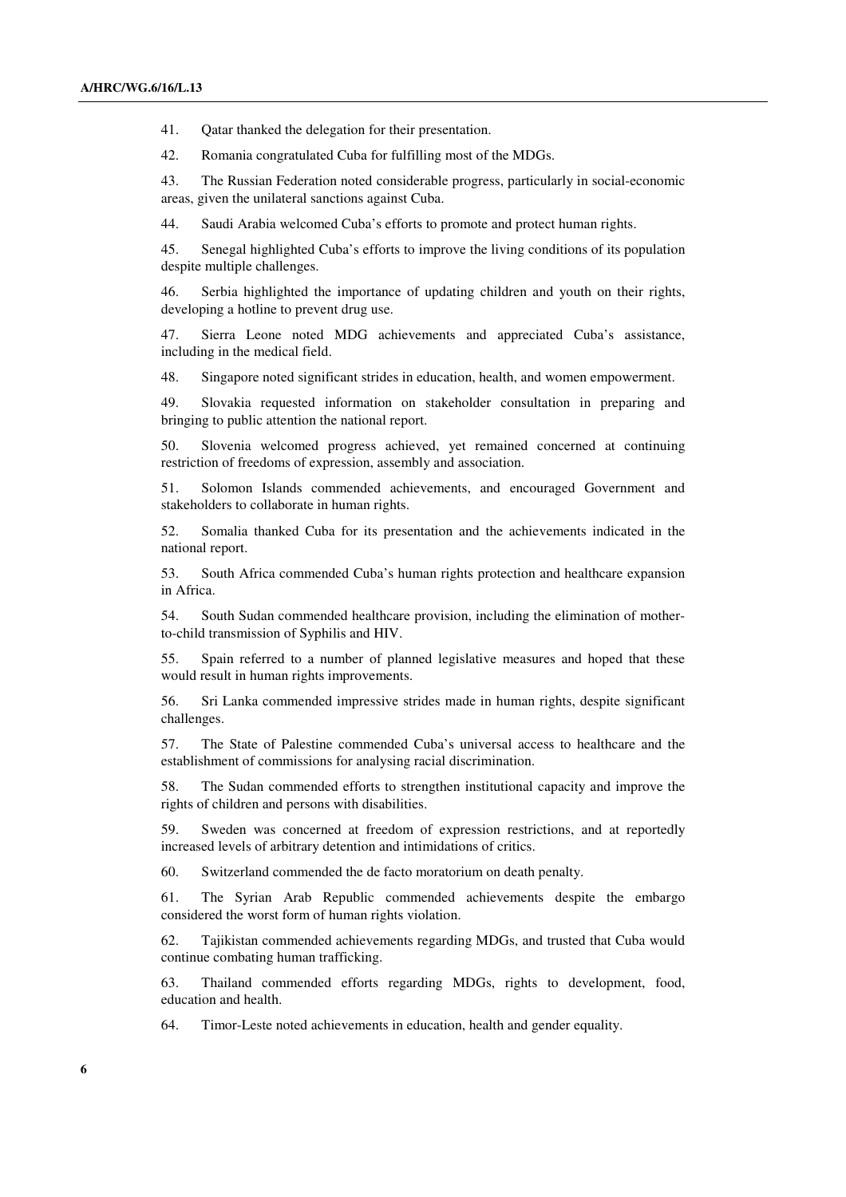41. Qatar thanked the delegation for their presentation.

42. Romania congratulated Cuba for fulfilling most of the MDGs.

43. The Russian Federation noted considerable progress, particularly in social-economic areas, given the unilateral sanctions against Cuba.

44. Saudi Arabia welcomed Cuba's efforts to promote and protect human rights.

45. Senegal highlighted Cuba's efforts to improve the living conditions of its population despite multiple challenges.

46. Serbia highlighted the importance of updating children and youth on their rights, developing a hotline to prevent drug use.

47. Sierra Leone noted MDG achievements and appreciated Cuba's assistance, including in the medical field.

48. Singapore noted significant strides in education, health, and women empowerment.

49. Slovakia requested information on stakeholder consultation in preparing and bringing to public attention the national report.

50. Slovenia welcomed progress achieved, yet remained concerned at continuing restriction of freedoms of expression, assembly and association.

51. Solomon Islands commended achievements, and encouraged Government and stakeholders to collaborate in human rights.

52. Somalia thanked Cuba for its presentation and the achievements indicated in the national report.

53. South Africa commended Cuba's human rights protection and healthcare expansion in Africa.

54. South Sudan commended healthcare provision, including the elimination of mother-to-child transmission of Syphilis and HIV.

55. Spain referred to a number of planned legislative measures and hoped that these would result in human rights improvements.

56. Sri Lanka commended impressive strides made in human rights, despite significant challenges.

57. The State of Palestine commended Cuba's universal access to healthcare and the establishment of commissions for analysing racial discrimination.

58. The Sudan commended efforts to strengthen institutional capacity and improve the rights of children and persons with disabilities.

59. Sweden was concerned at freedom of expression restrictions, and at reportedly increased levels of arbitrary detention and intimidations of critics.

60. Switzerland commended the de facto moratorium on death penalty.

61. The Syrian Arab Republic commended achievements despite the embargo considered the worst form of human rights violation.

62. Tajikistan commended achievements regarding MDGs, and trusted that Cuba would continue combating human trafficking.

63. Thailand commended efforts regarding MDGs, rights to development, food, education and health.

64. Timor-Leste noted achievements in education, health and gender equality.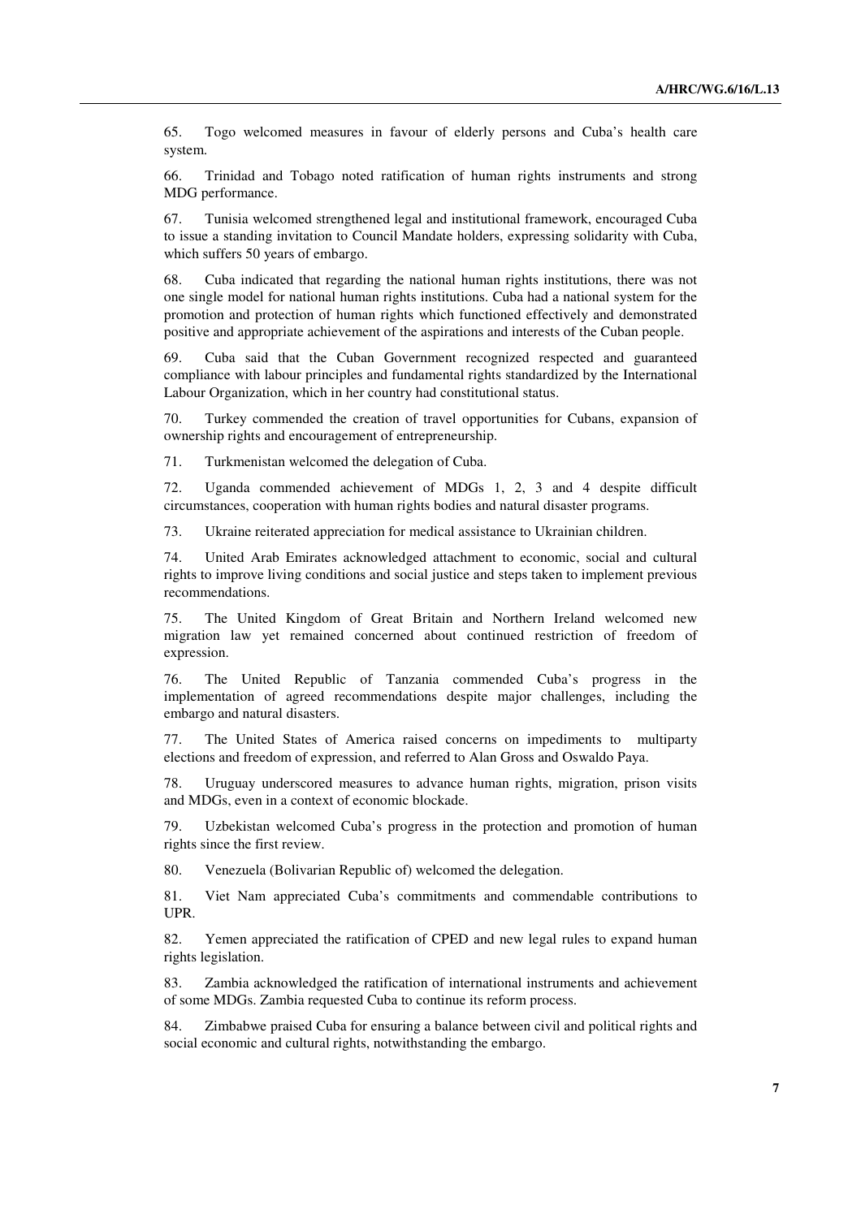65. Togo welcomed measures in favour of elderly persons and Cuba's health care system.

66. Trinidad and Tobago noted ratification of human rights instruments and strong MDG performance.

67. Tunisia welcomed strengthened legal and institutional framework, encouraged Cuba to issue a standing invitation to Council Mandate holders, expressing solidarity with Cuba, which suffers 50 years of embargo.

68. Cuba indicated that regarding the national human rights institutions, there was not one single model for national human rights institutions. Cuba had a national system for the promotion and protection of human rights which functioned effectively and demonstrated positive and appropriate achievement of the aspirations and interests of the Cuban people.

69. Cuba said that the Cuban Government recognized respected and guaranteed compliance with labour principles and fundamental rights standardized by the International Labour Organization, which in her country had constitutional status.

70. Turkey commended the creation of travel opportunities for Cubans, expansion of ownership rights and encouragement of entrepreneurship.

71. Turkmenistan welcomed the delegation of Cuba.

72. Uganda commended achievement of MDGs 1, 2, 3 and 4 despite difficult circumstances, cooperation with human rights bodies and natural disaster programs.

73. Ukraine reiterated appreciation for medical assistance to Ukrainian children.

74. United Arab Emirates acknowledged attachment to economic, social and cultural rights to improve living conditions and social justice and steps taken to implement previous recommendations.

75. The United Kingdom of Great Britain and Northern Ireland welcomed new migration law yet remained concerned about continued restriction of freedom of expression.

76. The United Republic of Tanzania commended Cuba's progress in the implementation of agreed recommendations despite major challenges, including the embargo and natural disasters.

77. The United States of America raised concerns on impediments to multiparty elections and freedom of expression, and referred to Alan Gross and Oswaldo Paya.

78. Uruguay underscored measures to advance human rights, migration, prison visits and MDGs, even in a context of economic blockade.

79. Uzbekistan welcomed Cuba's progress in the protection and promotion of human rights since the first review.

80. Venezuela (Bolivarian Republic of) welcomed the delegation.

81. Viet Nam appreciated Cuba's commitments and commendable contributions to UPR.

82. Yemen appreciated the ratification of CPED and new legal rules to expand human rights legislation.

83. Zambia acknowledged the ratification of international instruments and achievement of some MDGs. Zambia requested Cuba to continue its reform process.

84. Zimbabwe praised Cuba for ensuring a balance between civil and political rights and social economic and cultural rights, notwithstanding the embargo.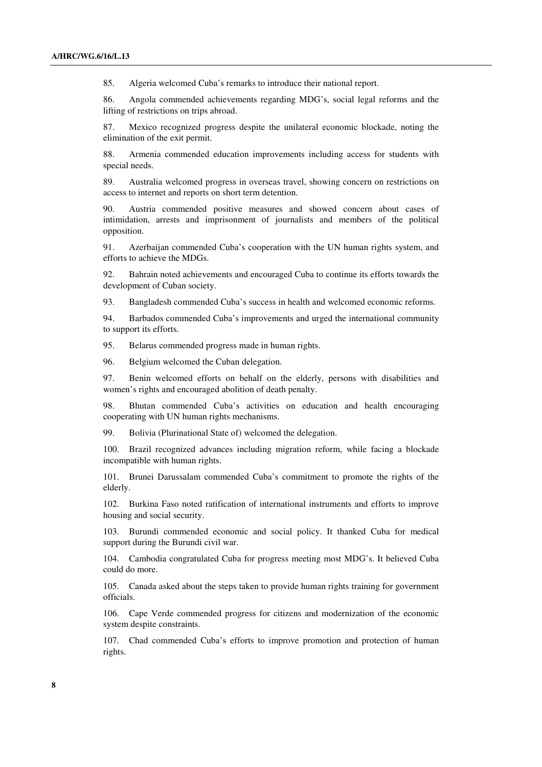85. Algeria welcomed Cuba's remarks to introduce their national report.

86. Angola commended achievements regarding MDG's, social legal reforms and the lifting of restrictions on trips abroad.

87. Mexico recognized progress despite the unilateral economic blockade, noting the elimination of the exit permit.

88. Armenia commended education improvements including access for students with special needs.

89. Australia welcomed progress in overseas travel, showing concern on restrictions on access to internet and reports on short term detention.

90. Austria commended positive measures and showed concern about cases of intimidation, arrests and imprisonment of journalists and members of the political opposition.

91. Azerbaijan commended Cuba's cooperation with the UN human rights system, and efforts to achieve the MDGs.

92. Bahrain noted achievements and encouraged Cuba to continue its efforts towards the development of Cuban society.

93. Bangladesh commended Cuba's success in health and welcomed economic reforms.

94. Barbados commended Cuba's improvements and urged the international community to support its efforts.

95. Belarus commended progress made in human rights.

96. Belgium welcomed the Cuban delegation.

97. Benin welcomed efforts on behalf on the elderly, persons with disabilities and women's rights and encouraged abolition of death penalty.

98. Bhutan commended Cuba's activities on education and health encouraging cooperating with UN human rights mechanisms.

99. Bolivia (Plurinational State of) welcomed the delegation.

100. Brazil recognized advances including migration reform, while facing a blockade incompatible with human rights.

101. Brunei Darussalam commended Cuba's commitment to promote the rights of the elderly.

102. Burkina Faso noted ratification of international instruments and efforts to improve housing and social security.

103. Burundi commended economic and social policy. It thanked Cuba for medical support during the Burundi civil war.

104. Cambodia congratulated Cuba for progress meeting most MDG's. It believed Cuba could do more.

105. Canada asked about the steps taken to provide human rights training for government officials.

106. Cape Verde commended progress for citizens and modernization of the economic system despite constraints.

107. Chad commended Cuba's efforts to improve promotion and protection of human rights.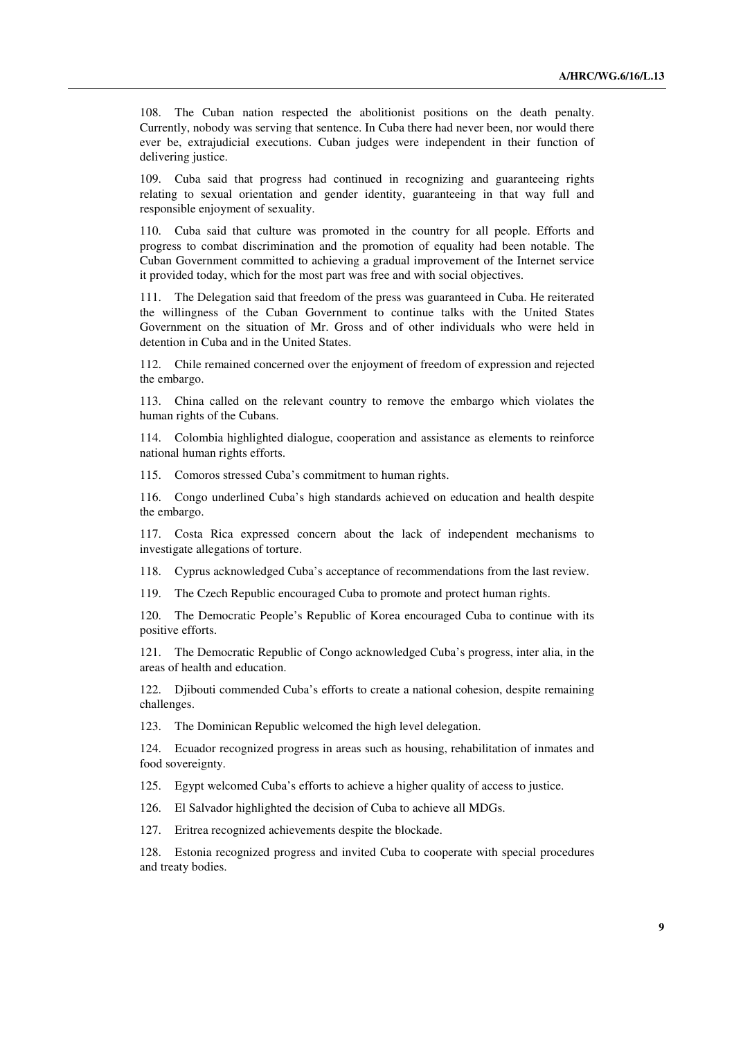108. The Cuban nation respected the abolitionist positions on the death penalty. Currently, nobody was serving that sentence. In Cuba there had never been, nor would there ever be, extrajudicial executions. Cuban judges were independent in their function of delivering justice.

109. Cuba said that progress had continued in recognizing and guaranteeing rights relating to sexual orientation and gender identity, guaranteeing in that way full and responsible enjoyment of sexuality.

110. Cuba said that culture was promoted in the country for all people. Efforts and progress to combat discrimination and the promotion of equality had been notable. The Cuban Government committed to achieving a gradual improvement of the Internet service it provided today, which for the most part was free and with social objectives.

111. The Delegation said that freedom of the press was guaranteed in Cuba. He reiterated the willingness of the Cuban Government to continue talks with the United States Government on the situation of Mr. Gross and of other individuals who were held in detention in Cuba and in the United States.

112. Chile remained concerned over the enjoyment of freedom of expression and rejected the embargo.

113. China called on the relevant country to remove the embargo which violates the human rights of the Cubans.

114. Colombia highlighted dialogue, cooperation and assistance as elements to reinforce national human rights efforts.

115. Comoros stressed Cuba's commitment to human rights.

116. Congo underlined Cuba's high standards achieved on education and health despite the embargo.

117. Costa Rica expressed concern about the lack of independent mechanisms to investigate allegations of torture.

118. Cyprus acknowledged Cuba's acceptance of recommendations from the last review.

119. The Czech Republic encouraged Cuba to promote and protect human rights.

120. The Democratic People's Republic of Korea encouraged Cuba to continue with its positive efforts.

121. The Democratic Republic of Congo acknowledged Cuba's progress, inter alia, in the areas of health and education.

122. Djibouti commended Cuba's efforts to create a national cohesion, despite remaining challenges.

123. The Dominican Republic welcomed the high level delegation.

124. Ecuador recognized progress in areas such as housing, rehabilitation of inmates and food sovereignty.

125. Egypt welcomed Cuba's efforts to achieve a higher quality of access to justice.

126. El Salvador highlighted the decision of Cuba to achieve all MDGs.

127. Eritrea recognized achievements despite the blockade.

128. Estonia recognized progress and invited Cuba to cooperate with special procedures and treaty bodies.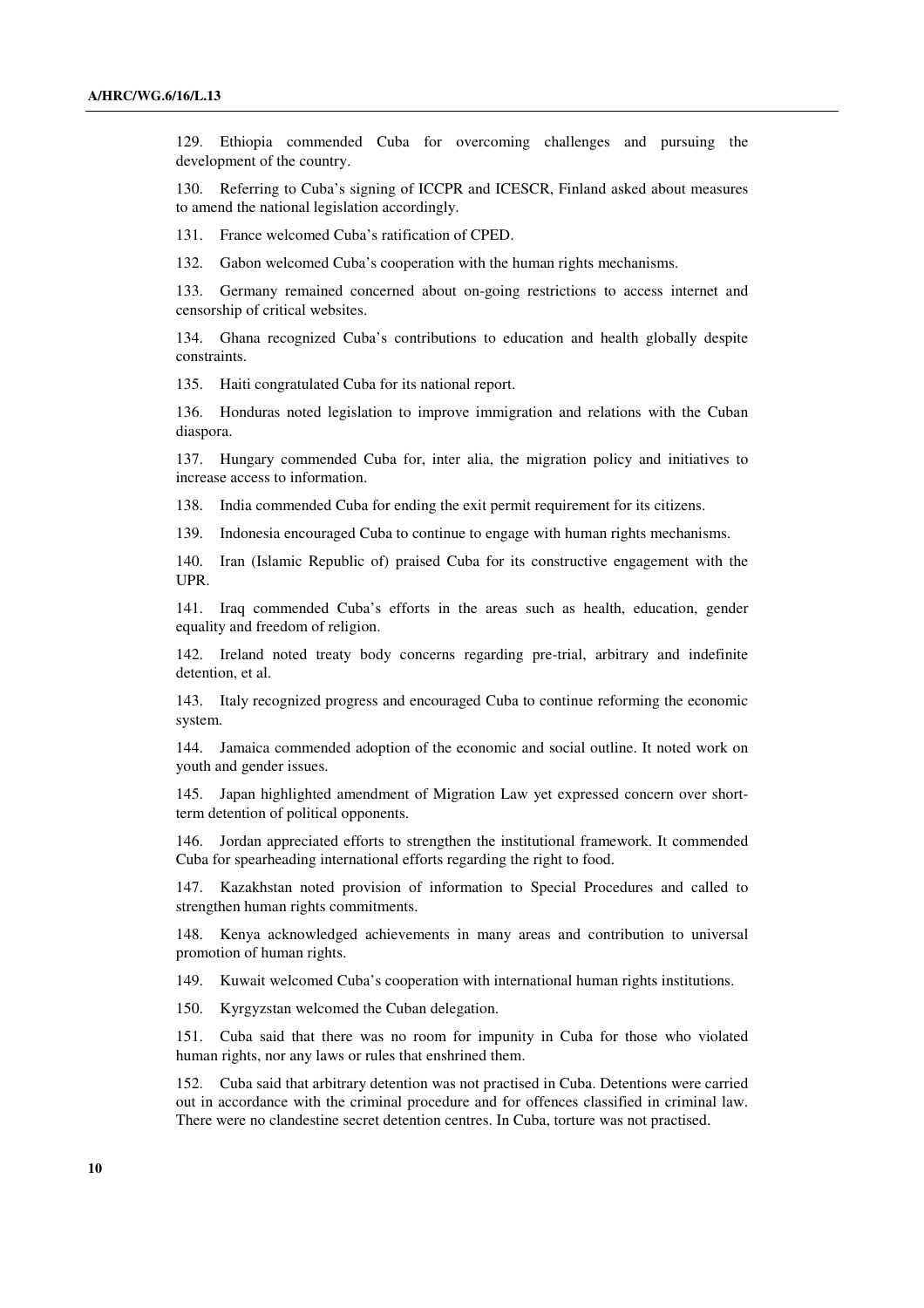129. Ethiopia commended Cuba for overcoming challenges and pursuing the development of the country.

130. Referring to Cuba's signing of ICCPR and ICESCR, Finland asked about measures to amend the national legislation accordingly.

131. France welcomed Cuba's ratification of CPED.

132. Gabon welcomed Cuba's cooperation with the human rights mechanisms.

133. Germany remained concerned about on-going restrictions to access internet and censorship of critical websites.

134. Ghana recognized Cuba's contributions to education and health globally despite constraints.

135. Haiti congratulated Cuba for its national report.

136. Honduras noted legislation to improve immigration and relations with the Cuban diaspora.

137. Hungary commended Cuba for, inter alia, the migration policy and initiatives to increase access to information.

138. India commended Cuba for ending the exit permit requirement for its citizens.

139. Indonesia encouraged Cuba to continue to engage with human rights mechanisms.

140. Iran (Islamic Republic of) praised Cuba for its constructive engagement with the UPR.

141. Iraq commended Cuba's efforts in the areas such as health, education, gender equality and freedom of religion.

142. Ireland noted treaty body concerns regarding pre-trial, arbitrary and indefinite detention, et al.

143. Italy recognized progress and encouraged Cuba to continue reforming the economic system.

144. Jamaica commended adoption of the economic and social outline. It noted work on youth and gender issues.

145. Japan highlighted amendment of Migration Law yet expressed concern over short-term detention of political opponents.

146. Jordan appreciated efforts to strengthen the institutional framework. It commended Cuba for spearheading international efforts regarding the right to food.

147. Kazakhstan noted provision of information to Special Procedures and called to strengthen human rights commitments.

148. Kenya acknowledged achievements in many areas and contribution to universal promotion of human rights.

149. Kuwait welcomed Cuba's cooperation with international human rights institutions.

150. Kyrgyzstan welcomed the Cuban delegation.

151. Cuba said that there was no room for impunity in Cuba for those who violated human rights, nor any laws or rules that enshrined them.

152. Cuba said that arbitrary detention was not practised in Cuba. Detentions were carried out in accordance with the criminal procedure and for offences classified in criminal law. There were no clandestine secret detention centres. In Cuba, torture was not practised.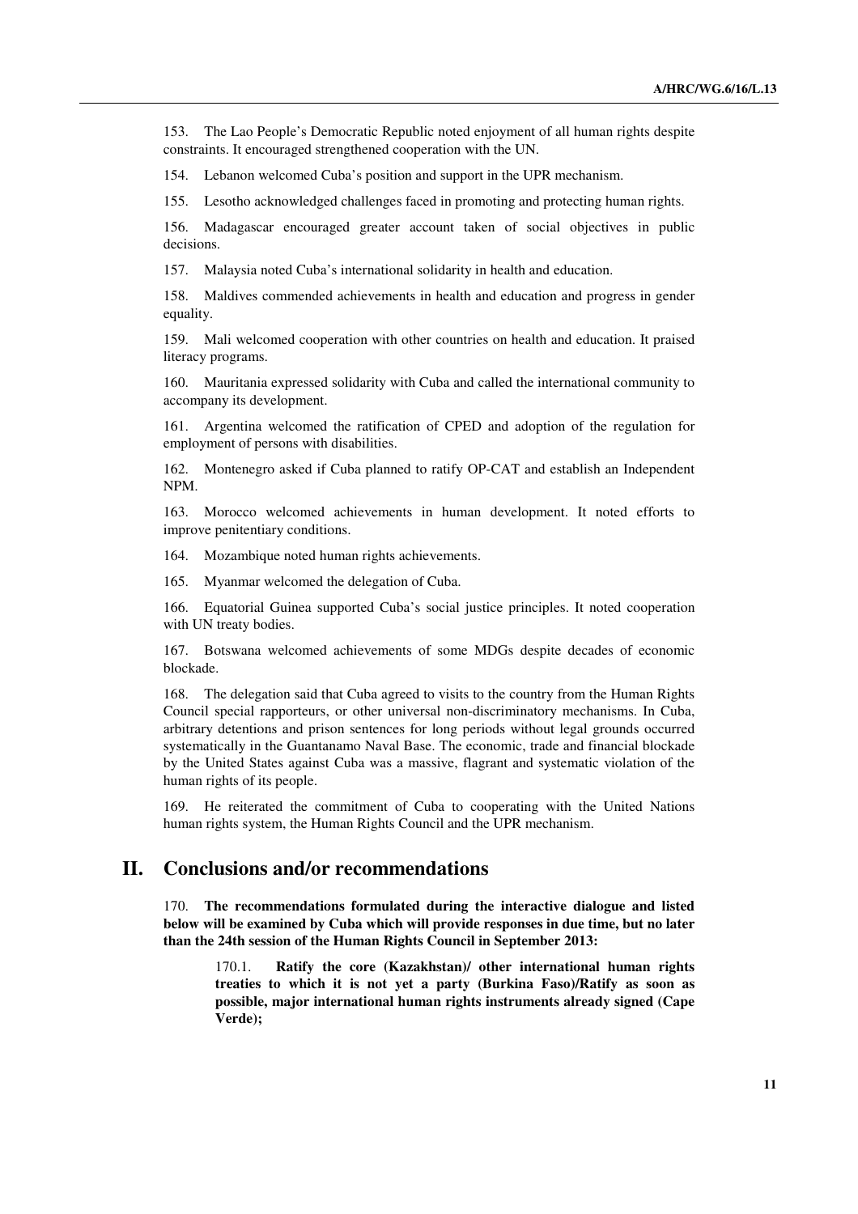153. The Lao People's Democratic Republic noted enjoyment of all human rights despite constraints. It encouraged strengthened cooperation with the UN.

154. Lebanon welcomed Cuba's position and support in the UPR mechanism.

155. Lesotho acknowledged challenges faced in promoting and protecting human rights.

156. Madagascar encouraged greater account taken of social objectives in public decisions.

157. Malaysia noted Cuba's international solidarity in health and education.

158. Maldives commended achievements in health and education and progress in gender equality.

159. Mali welcomed cooperation with other countries on health and education. It praised literacy programs.

160. Mauritania expressed solidarity with Cuba and called the international community to accompany its development.

161. Argentina welcomed the ratification of CPED and adoption of the regulation for employment of persons with disabilities.

162. Montenegro asked if Cuba planned to ratify OP-CAT and establish an Independent NPM.

163. Morocco welcomed achievements in human development. It noted efforts to improve penitentiary conditions.

164. Mozambique noted human rights achievements.

165. Myanmar welcomed the delegation of Cuba.

166. Equatorial Guinea supported Cuba's social justice principles. It noted cooperation with UN treaty bodies.

167. Botswana welcomed achievements of some MDGs despite decades of economic blockade.

168. The delegation said that Cuba agreed to visits to the country from the Human Rights Council special rapporteurs, or other universal non-discriminatory mechanisms. In Cuba, arbitrary detentions and prison sentences for long periods without legal grounds occurred systematically in the Guantanamo Naval Base. The economic, trade and financial blockade by the United States against Cuba was a massive, flagrant and systematic violation of the human rights of its people.

169. He reiterated the commitment of Cuba to cooperating with the United Nations human rights system, the Human Rights Council and the UPR mechanism.

## II. Conclusions and/or recommendations

170. **The recommendations formulated during the interactive dialogue and listed below will be examined by Cuba which will provide responses in due time, but no later than the 24th session of the Human Rights Council in September 2013:**

> 170.1. **Ratify the core (Kazakhstan)/ other international human rights treaties to which it is not yet a party (Burkina Faso)/Ratify as soon as possible, major international human rights instruments already signed (Cape Verde);**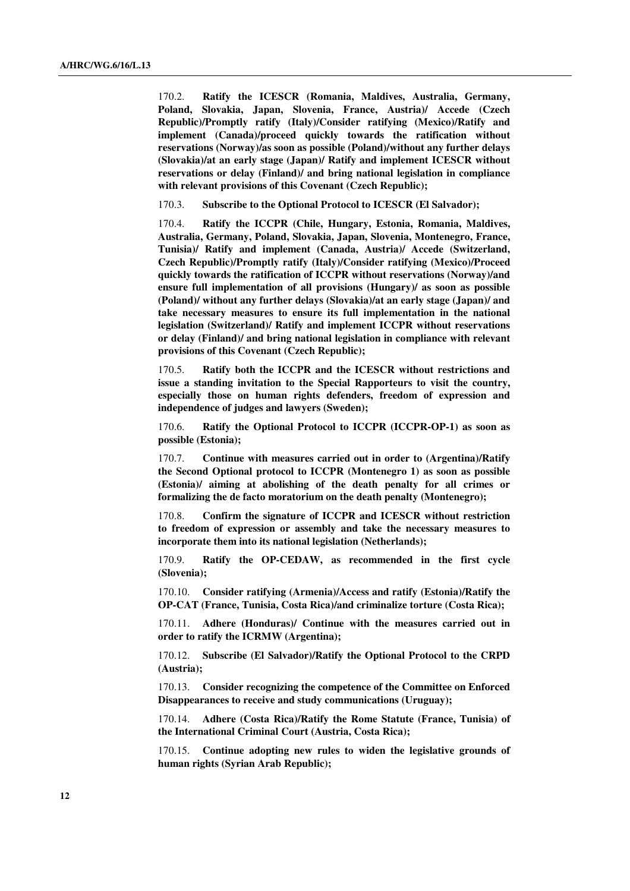170.2. **Ratify the ICESCR (Romania, Maldives, Australia, Germany, Poland, Slovakia, Japan, Slovenia, France, Austria)/ Accede (Czech Republic)/Promptly ratify (Italy)/Consider ratifying (Mexico)/Ratify and implement (Canada)/proceed quickly towards the ratification without reservations (Norway)/as soon as possible (Poland)/without any further delays (Slovakia)/at an early stage (Japan)/ Ratify and implement ICESCR without reservations or delay (Finland)/ and bring national legislation in compliance with relevant provisions of this Covenant (Czech Republic);**

170.3. **Subscribe to the Optional Protocol to ICESCR (El Salvador);**

170.4. **Ratify the ICCPR (Chile, Hungary, Estonia, Romania, Maldives, Australia, Germany, Poland, Slovakia, Japan, Slovenia, Montenegro, France, Tunisia)/ Ratify and implement (Canada, Austria)/ Accede (Switzerland, Czech Republic)/Promptly ratify (Italy)/Consider ratifying (Mexico)/Proceed quickly towards the ratification of ICCPR without reservations (Norway)/and ensure full implementation of all provisions (Hungary)/ as soon as possible (Poland)/ without any further delays (Slovakia)/at an early stage (Japan)/ and take necessary measures to ensure its full implementation in the national legislation (Switzerland)/ Ratify and implement ICCPR without reservations or delay (Finland)/ and bring national legislation in compliance with relevant provisions of this Covenant (Czech Republic);**

170.5. **Ratify both the ICCPR and the ICESCR without restrictions and issue a standing invitation to the Special Rapporteurs to visit the country, especially those on human rights defenders, freedom of expression and independence of judges and lawyers (Sweden);**

170.6. **Ratify the Optional Protocol to ICCPR (ICCPR-OP-1) as soon as possible (Estonia);**

170.7. **Continue with measures carried out in order to (Argentina)/Ratify the Second Optional protocol to ICCPR (Montenegro 1) as soon as possible (Estonia)/ aiming at abolishing of the death penalty for all crimes or formalizing the de facto moratorium on the death penalty (Montenegro);**

170.8. **Confirm the signature of ICCPR and ICESCR without restriction to freedom of expression or assembly and take the necessary measures to incorporate them into its national legislation (Netherlands);**

170.9. **Ratify the OP-CEDAW, as recommended in the first cycle (Slovenia);**

170.10. **Consider ratifying (Armenia)/Access and ratify (Estonia)/Ratify the OP-CAT (France, Tunisia, Costa Rica)/and criminalize torture (Costa Rica);**

170.11. **Adhere (Honduras)/ Continue with the measures carried out in order to ratify the ICRMW (Argentina);**

170.12. **Subscribe (El Salvador)/Ratify the Optional Protocol to the CRPD (Austria);**

170.13. **Consider recognizing the competence of the Committee on Enforced Disappearances to receive and study communications (Uruguay);**

170.14. **Adhere (Costa Rica)/Ratify the Rome Statute (France, Tunisia) of the International Criminal Court (Austria, Costa Rica);**

170.15. **Continue adopting new rules to widen the legislative grounds of human rights (Syrian Arab Republic);**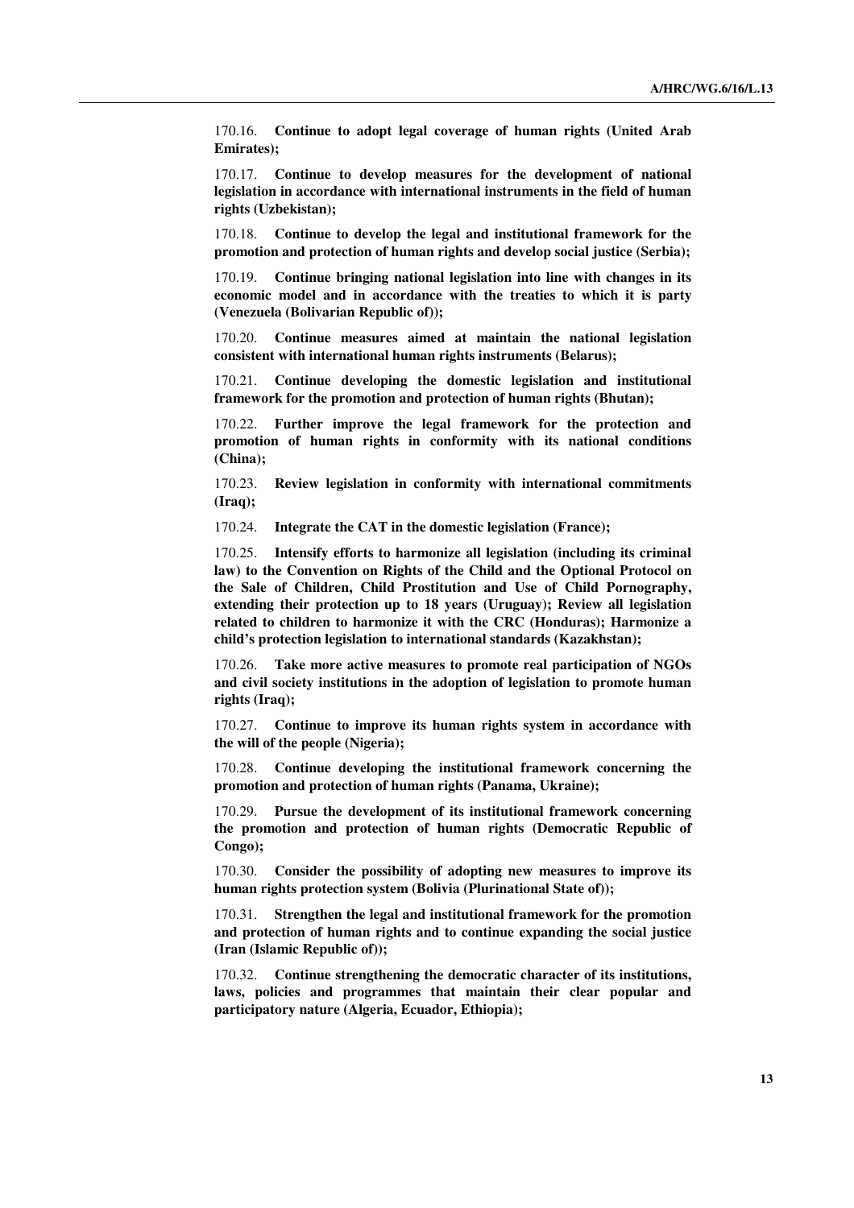170.16. **Continue to adopt legal coverage of human rights (United Arab Emirates);**

170.17. **Continue to develop measures for the development of national legislation in accordance with international instruments in the field of human rights (Uzbekistan);**

170.18. **Continue to develop the legal and institutional framework for the promotion and protection of human rights and develop social justice (Serbia);**

170.19. **Continue bringing national legislation into line with changes in its economic model and in accordance with the treaties to which it is party (Venezuela (Bolivarian Republic of));**

170.20. **Continue measures aimed at maintain the national legislation consistent with international human rights instruments (Belarus);**

170.21. **Continue developing the domestic legislation and institutional framework for the promotion and protection of human rights (Bhutan);**

170.22. **Further improve the legal framework for the protection and promotion of human rights in conformity with its national conditions (China);**

170.23. **Review legislation in conformity with international commitments (Iraq);**

170.24. **Integrate the CAT in the domestic legislation (France);**

170.25. **Intensify efforts to harmonize all legislation (including its criminal law) to the Convention on Rights of the Child and the Optional Protocol on the Sale of Children, Child Prostitution and Use of Child Pornography, extending their protection up to 18 years (Uruguay); Review all legislation related to children to harmonize it with the CRC (Honduras); Harmonize a child's protection legislation to international standards (Kazakhstan);**

170.26. **Take more active measures to promote real participation of NGOs and civil society institutions in the adoption of legislation to promote human rights (Iraq);**

170.27. **Continue to improve its human rights system in accordance with the will of the people (Nigeria);**

170.28. **Continue developing the institutional framework concerning the promotion and protection of human rights (Panama, Ukraine);**

170.29. **Pursue the development of its institutional framework concerning the promotion and protection of human rights (Democratic Republic of Congo);**

170.30. **Consider the possibility of adopting new measures to improve its human rights protection system (Bolivia (Plurinational State of));**

170.31. **Strengthen the legal and institutional framework for the promotion and protection of human rights and to continue expanding the social justice (Iran (Islamic Republic of));**

170.32. **Continue strengthening the democratic character of its institutions, laws, policies and programmes that maintain their clear popular and participatory nature (Algeria, Ecuador, Ethiopia);**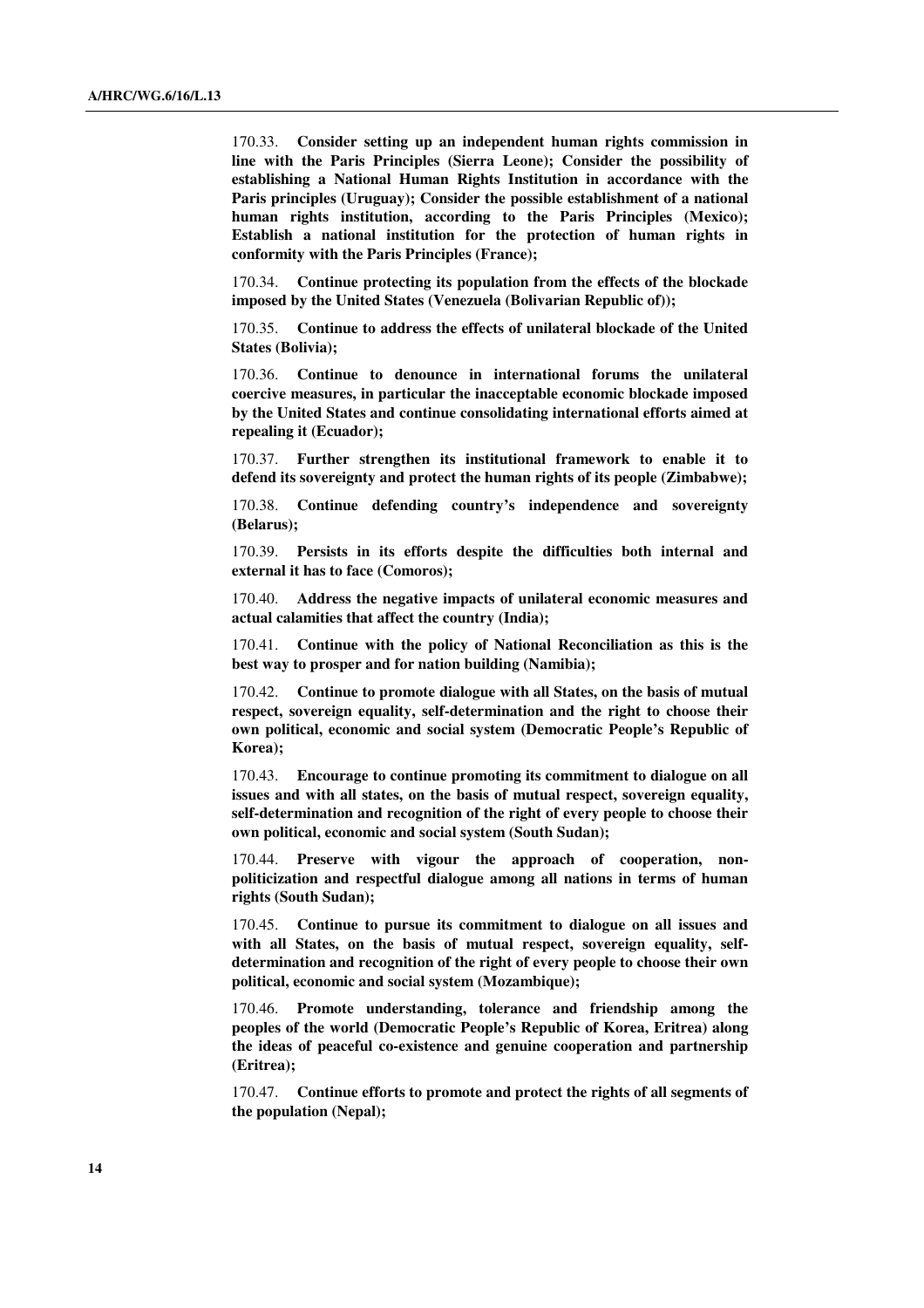170.33. **Consider setting up an independent human rights commission in line with the Paris Principles (Sierra Leone); Consider the possibility of establishing a National Human Rights Institution in accordance with the Paris principles (Uruguay); Consider the possible establishment of a national human rights institution, according to the Paris Principles (Mexico); Establish a national institution for the protection of human rights in conformity with the Paris Principles (France);**

170.34. **Continue protecting its population from the effects of the blockade imposed by the United States (Venezuela (Bolivarian Republic of));**

170.35. **Continue to address the effects of unilateral blockade of the United States (Bolivia);**

170.36. **Continue to denounce in international forums the unilateral coercive measures, in particular the inacceptable economic blockade imposed by the United States and continue consolidating international efforts aimed at repealing it (Ecuador);**

170.37. **Further strengthen its institutional framework to enable it to defend its sovereignty and protect the human rights of its people (Zimbabwe);**

170.38. **Continue defending country's independence and sovereignty (Belarus);**

170.39. **Persists in its efforts despite the difficulties both internal and external it has to face (Comoros);**

170.40. **Address the negative impacts of unilateral economic measures and actual calamities that affect the country (India);**

170.41. **Continue with the policy of National Reconciliation as this is the best way to prosper and for nation building (Namibia);**

170.42. **Continue to promote dialogue with all States, on the basis of mutual respect, sovereign equality, self-determination and the right to choose their own political, economic and social system (Democratic People's Republic of Korea);**

170.43. **Encourage to continue promoting its commitment to dialogue on all issues and with all states, on the basis of mutual respect, sovereign equality, self-determination and recognition of the right of every people to choose their own political, economic and social system (South Sudan);**

170.44. **Preserve with vigour the approach of cooperation, non-politicization and respectful dialogue among all nations in terms of human rights (South Sudan);**

170.45. **Continue to pursue its commitment to dialogue on all issues and with all States, on the basis of mutual respect, sovereign equality, self-determination and recognition of the right of every people to choose their own political, economic and social system (Mozambique);**

170.46. **Promote understanding, tolerance and friendship among the peoples of the world (Democratic People's Republic of Korea, Eritrea) along the ideas of peaceful co-existence and genuine cooperation and partnership (Eritrea);**

170.47. **Continue efforts to promote and protect the rights of all segments of the population (Nepal);**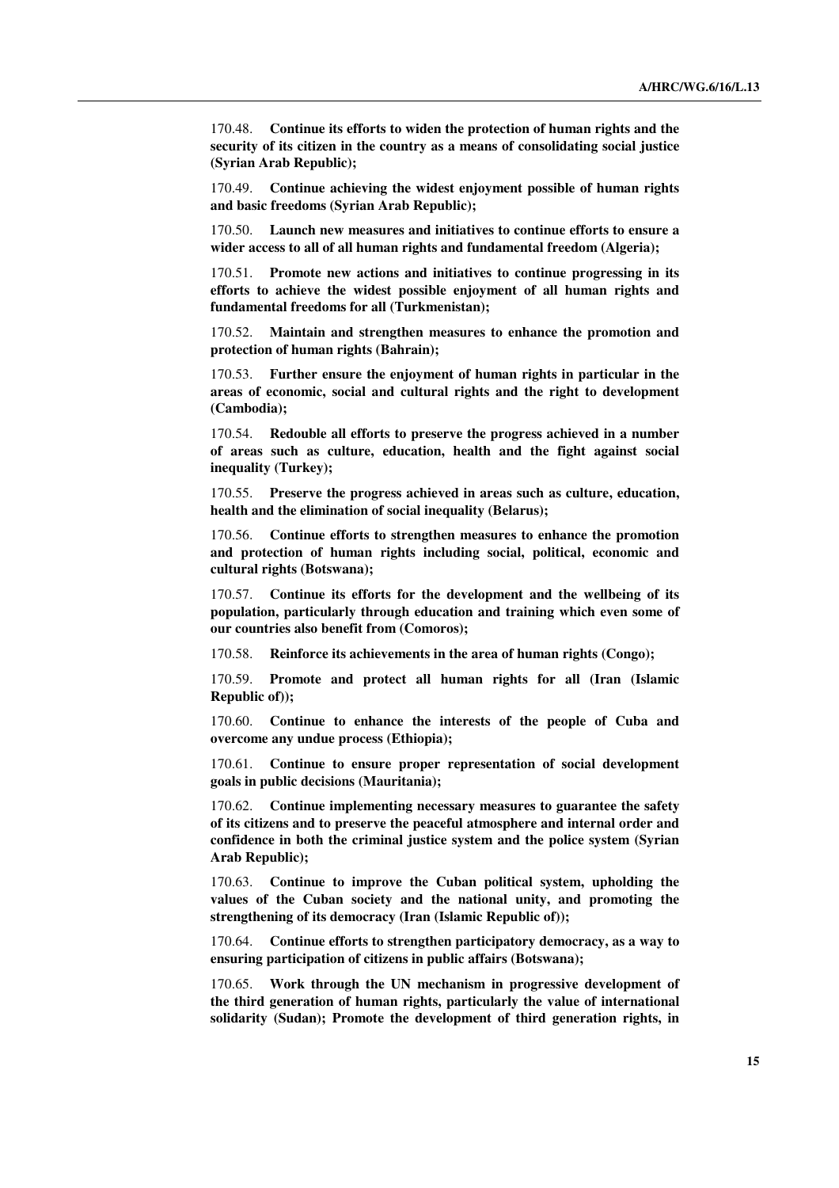170.48. **Continue its efforts to widen the protection of human rights and the security of its citizen in the country as a means of consolidating social justice (Syrian Arab Republic);**

170.49. **Continue achieving the widest enjoyment possible of human rights and basic freedoms (Syrian Arab Republic);**

170.50. **Launch new measures and initiatives to continue efforts to ensure a wider access to all of all human rights and fundamental freedom (Algeria);**

170.51. **Promote new actions and initiatives to continue progressing in its efforts to achieve the widest possible enjoyment of all human rights and fundamental freedoms for all (Turkmenistan);**

170.52. **Maintain and strengthen measures to enhance the promotion and protection of human rights (Bahrain);**

170.53. **Further ensure the enjoyment of human rights in particular in the areas of economic, social and cultural rights and the right to development (Cambodia);**

170.54. **Redouble all efforts to preserve the progress achieved in a number of areas such as culture, education, health and the fight against social inequality (Turkey);**

170.55. **Preserve the progress achieved in areas such as culture, education, health and the elimination of social inequality (Belarus);**

170.56. **Continue efforts to strengthen measures to enhance the promotion and protection of human rights including social, political, economic and cultural rights (Botswana);**

170.57. **Continue its efforts for the development and the wellbeing of its population, particularly through education and training which even some of our countries also benefit from (Comoros);**

170.58. **Reinforce its achievements in the area of human rights (Congo);**

170.59. **Promote and protect all human rights for all (Iran (Islamic Republic of));**

170.60. **Continue to enhance the interests of the people of Cuba and overcome any undue process (Ethiopia);**

170.61. **Continue to ensure proper representation of social development goals in public decisions (Mauritania);**

170.62. **Continue implementing necessary measures to guarantee the safety of its citizens and to preserve the peaceful atmosphere and internal order and confidence in both the criminal justice system and the police system (Syrian Arab Republic);**

170.63. **Continue to improve the Cuban political system, upholding the values of the Cuban society and the national unity, and promoting the strengthening of its democracy (Iran (Islamic Republic of));**

170.64. **Continue efforts to strengthen participatory democracy, as a way to ensuring participation of citizens in public affairs (Botswana);**

170.65. **Work through the UN mechanism in progressive development of the third generation of human rights, particularly the value of international solidarity (Sudan); Promote the development of third generation rights, in**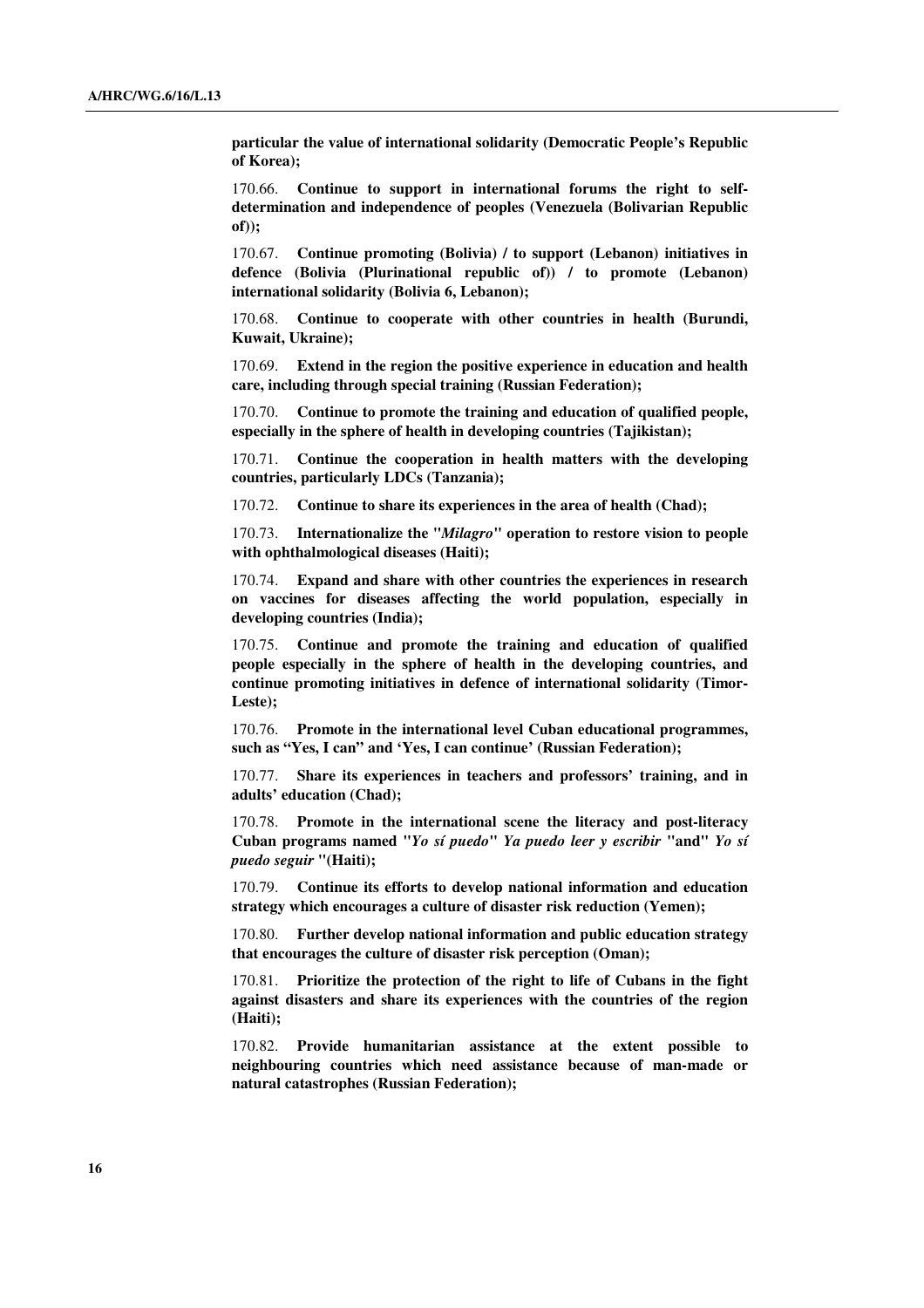**particular the value of international solidarity (Democratic People's Republic of Korea);**

170.66. **Continue to support in international forums the right to self-determination and independence of peoples (Venezuela (Bolivarian Republic of));**

170.67. **Continue promoting (Bolivia) / to support (Lebanon) initiatives in defence (Bolivia (Plurinational republic of)) / to promote (Lebanon) international solidarity (Bolivia 6, Lebanon);**

170.68. **Continue to cooperate with other countries in health (Burundi, Kuwait, Ukraine);**

170.69. **Extend in the region the positive experience in education and health care, including through special training (Russian Federation);**

170.70. **Continue to promote the training and education of qualified people, especially in the sphere of health in developing countries (Tajikistan);**

170.71. **Continue the cooperation in health matters with the developing countries, particularly LDCs (Tanzania);**

170.72. **Continue to share its experiences in the area of health (Chad);**

170.73. **Internationalize the "*Milagro*" operation to restore vision to people with ophthalmological diseases (Haiti);**

170.74. **Expand and share with other countries the experiences in research on vaccines for diseases affecting the world population, especially in developing countries (India);**

170.75. **Continue and promote the training and education of qualified people especially in the sphere of health in the developing countries, and continue promoting initiatives in defence of international solidarity (Timor-Leste);**

170.76. **Promote in the international level Cuban educational programmes, such as "Yes, I can" and 'Yes, I can continue' (Russian Federation);**

170.77. **Share its experiences in teachers and professors' training, and in adults' education (Chad);**

170.78. **Promote in the international scene the literacy and post-literacy Cuban programs named "*Yo sí puedo*" *Ya puedo leer y escribir* "and" *Yo sí puedo seguir* "(Haiti);**

170.79. **Continue its efforts to develop national information and education strategy which encourages a culture of disaster risk reduction (Yemen);**

170.80. **Further develop national information and public education strategy that encourages the culture of disaster risk perception (Oman);**

170.81. **Prioritize the protection of the right to life of Cubans in the fight against disasters and share its experiences with the countries of the region (Haiti);**

170.82. **Provide humanitarian assistance at the extent possible to neighbouring countries which need assistance because of man-made or natural catastrophes (Russian Federation);**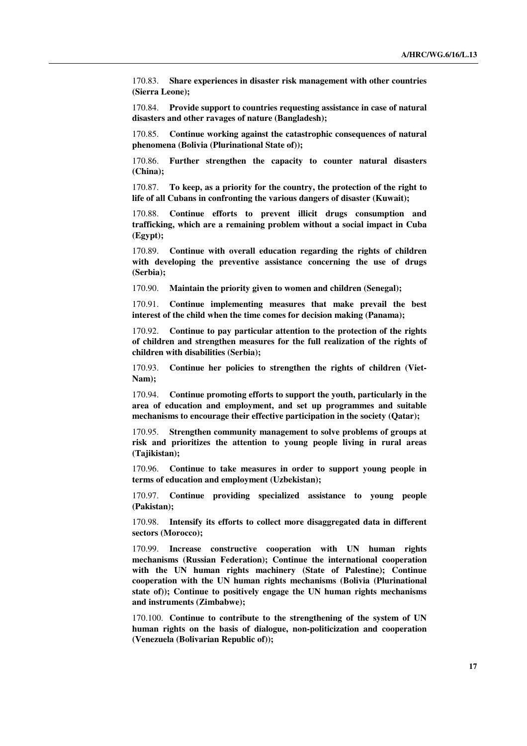170.83. **Share experiences in disaster risk management with other countries (Sierra Leone);**

170.84. **Provide support to countries requesting assistance in case of natural disasters and other ravages of nature (Bangladesh);**

170.85. **Continue working against the catastrophic consequences of natural phenomena (Bolivia (Plurinational State of));**

170.86. **Further strengthen the capacity to counter natural disasters (China);**

170.87. **To keep, as a priority for the country, the protection of the right to life of all Cubans in confronting the various dangers of disaster (Kuwait);**

170.88. **Continue efforts to prevent illicit drugs consumption and trafficking, which are a remaining problem without a social impact in Cuba (Egypt);**

170.89. **Continue with overall education regarding the rights of children with developing the preventive assistance concerning the use of drugs (Serbia);**

170.90. **Maintain the priority given to women and children (Senegal);**

170.91. **Continue implementing measures that make prevail the best interest of the child when the time comes for decision making (Panama);**

170.92. **Continue to pay particular attention to the protection of the rights of children and strengthen measures for the full realization of the rights of children with disabilities (Serbia);**

170.93. **Continue her policies to strengthen the rights of children (Viet-Nam);**

170.94. **Continue promoting efforts to support the youth, particularly in the area of education and employment, and set up programmes and suitable mechanisms to encourage their effective participation in the society (Qatar);**

170.95. **Strengthen community management to solve problems of groups at risk and prioritizes the attention to young people living in rural areas (Tajikistan);**

170.96. **Continue to take measures in order to support young people in terms of education and employment (Uzbekistan);**

170.97. **Continue providing specialized assistance to young people (Pakistan);**

170.98. **Intensify its efforts to collect more disaggregated data in different sectors (Morocco);**

170.99. **Increase constructive cooperation with UN human rights mechanisms (Russian Federation); Continue the international cooperation with the UN human rights machinery (State of Palestine); Continue cooperation with the UN human rights mechanisms (Bolivia (Plurinational state of)); Continue to positively engage the UN human rights mechanisms and instruments (Zimbabwe);**

170.100. **Continue to contribute to the strengthening of the system of UN human rights on the basis of dialogue, non-politicization and cooperation (Venezuela (Bolivarian Republic of));**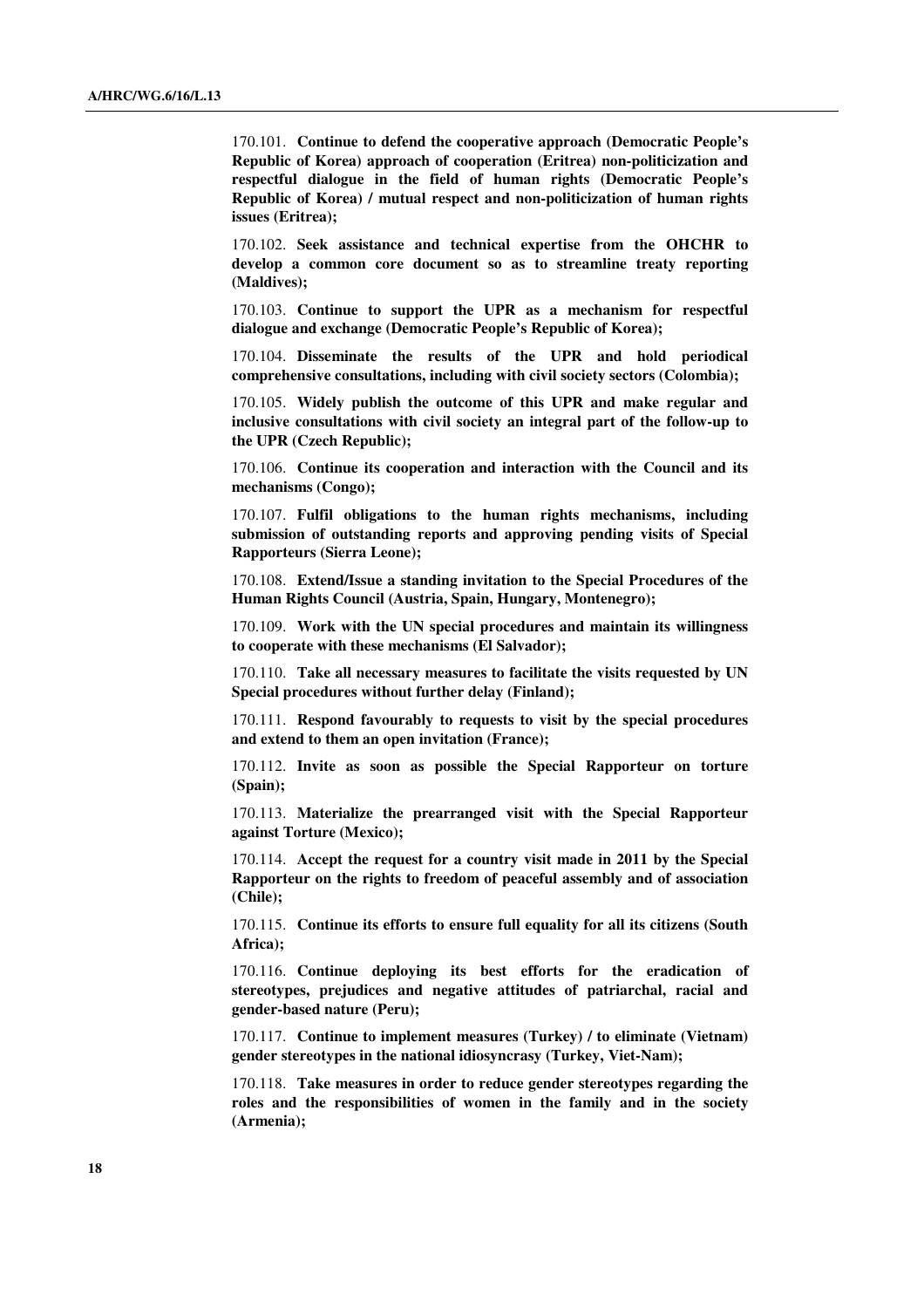170.101. **Continue to defend the cooperative approach (Democratic People's Republic of Korea) approach of cooperation (Eritrea) non-politicization and respectful dialogue in the field of human rights (Democratic People's Republic of Korea) / mutual respect and non-politicization of human rights issues (Eritrea);**

170.102. **Seek assistance and technical expertise from the OHCHR to develop a common core document so as to streamline treaty reporting (Maldives);**

170.103. **Continue to support the UPR as a mechanism for respectful dialogue and exchange (Democratic People's Republic of Korea);**

170.104. **Disseminate the results of the UPR and hold periodical comprehensive consultations, including with civil society sectors (Colombia);**

170.105. **Widely publish the outcome of this UPR and make regular and inclusive consultations with civil society an integral part of the follow-up to the UPR (Czech Republic);**

170.106. **Continue its cooperation and interaction with the Council and its mechanisms (Congo);**

170.107. **Fulfil obligations to the human rights mechanisms, including submission of outstanding reports and approving pending visits of Special Rapporteurs (Sierra Leone);**

170.108. **Extend/Issue a standing invitation to the Special Procedures of the Human Rights Council (Austria, Spain, Hungary, Montenegro);**

170.109. **Work with the UN special procedures and maintain its willingness to cooperate with these mechanisms (El Salvador);**

170.110. **Take all necessary measures to facilitate the visits requested by UN Special procedures without further delay (Finland);**

170.111. **Respond favourably to requests to visit by the special procedures and extend to them an open invitation (France);**

170.112. **Invite as soon as possible the Special Rapporteur on torture (Spain);**

170.113. **Materialize the prearranged visit with the Special Rapporteur against Torture (Mexico);**

170.114. **Accept the request for a country visit made in 2011 by the Special Rapporteur on the rights to freedom of peaceful assembly and of association (Chile);**

170.115. **Continue its efforts to ensure full equality for all its citizens (South Africa);**

170.116. **Continue deploying its best efforts for the eradication of stereotypes, prejudices and negative attitudes of patriarchal, racial and gender-based nature (Peru);**

170.117. **Continue to implement measures (Turkey) / to eliminate (Vietnam) gender stereotypes in the national idiosyncrasy (Turkey, Viet-Nam);**

170.118. **Take measures in order to reduce gender stereotypes regarding the roles and the responsibilities of women in the family and in the society (Armenia);**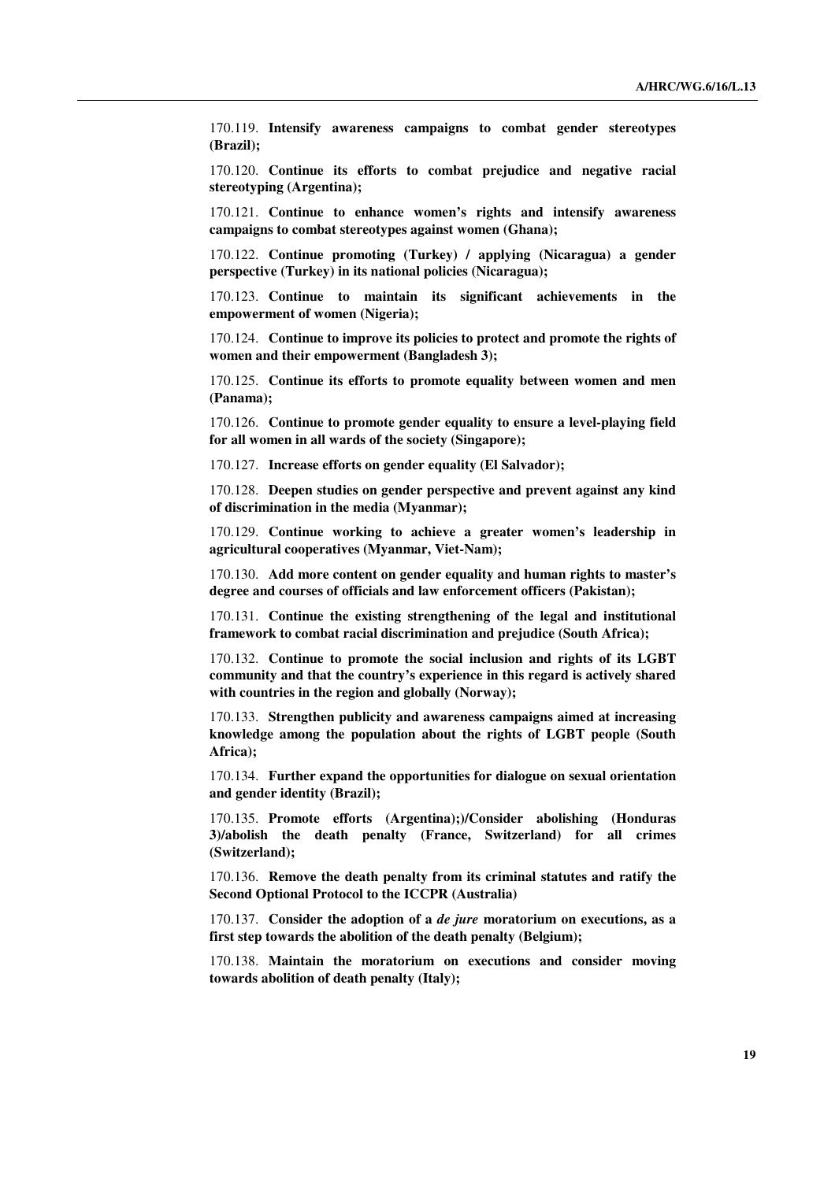170.119. **Intensify awareness campaigns to combat gender stereotypes (Brazil);**

170.120. **Continue its efforts to combat prejudice and negative racial stereotyping (Argentina);**

170.121. **Continue to enhance women's rights and intensify awareness campaigns to combat stereotypes against women (Ghana);**

170.122. **Continue promoting (Turkey) / applying (Nicaragua) a gender perspective (Turkey) in its national policies (Nicaragua);**

170.123. **Continue to maintain its significant achievements in the empowerment of women (Nigeria);**

170.124. **Continue to improve its policies to protect and promote the rights of women and their empowerment (Bangladesh 3);**

170.125. **Continue its efforts to promote equality between women and men (Panama);**

170.126. **Continue to promote gender equality to ensure a level-playing field for all women in all wards of the society (Singapore);**

170.127. **Increase efforts on gender equality (El Salvador);**

170.128. **Deepen studies on gender perspective and prevent against any kind of discrimination in the media (Myanmar);**

170.129. **Continue working to achieve a greater women's leadership in agricultural cooperatives (Myanmar, Viet-Nam);**

170.130. **Add more content on gender equality and human rights to master's degree and courses of officials and law enforcement officers (Pakistan);**

170.131. **Continue the existing strengthening of the legal and institutional framework to combat racial discrimination and prejudice (South Africa);**

170.132. **Continue to promote the social inclusion and rights of its LGBT community and that the country's experience in this regard is actively shared with countries in the region and globally (Norway);**

170.133. **Strengthen publicity and awareness campaigns aimed at increasing knowledge among the population about the rights of LGBT people (South Africa);**

170.134. **Further expand the opportunities for dialogue on sexual orientation and gender identity (Brazil);**

170.135. **Promote efforts (Argentina);)/Consider abolishing (Honduras 3)/abolish the death penalty (France, Switzerland) for all crimes (Switzerland);**

170.136. **Remove the death penalty from its criminal statutes and ratify the Second Optional Protocol to the ICCPR (Australia)**

170.137. **Consider the adoption of a *de jure* moratorium on executions, as a first step towards the abolition of the death penalty (Belgium);**

170.138. **Maintain the moratorium on executions and consider moving towards abolition of death penalty (Italy);**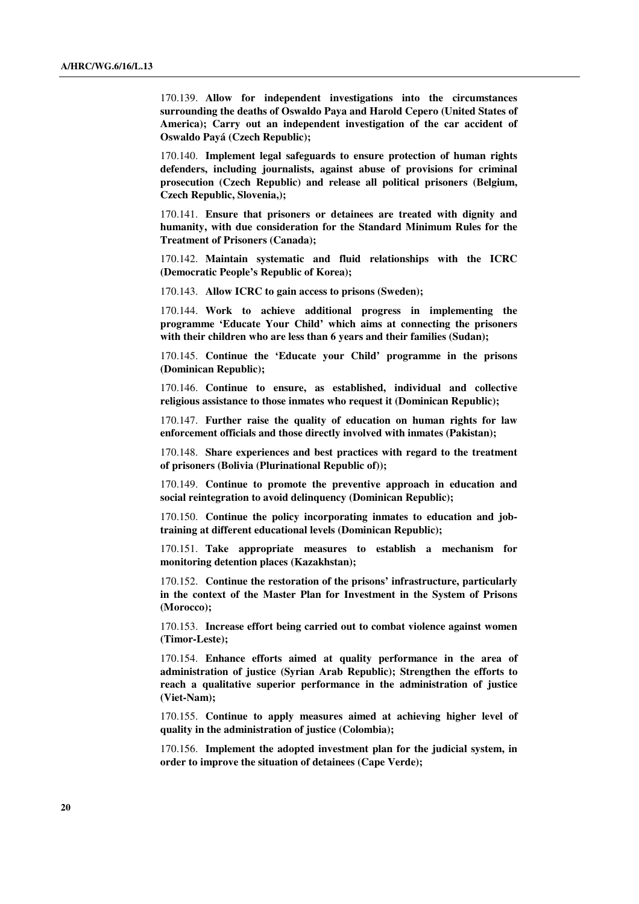170.139. **Allow for independent investigations into the circumstances surrounding the deaths of Oswaldo Paya and Harold Cepero (United States of America); Carry out an independent investigation of the car accident of Oswaldo Payá (Czech Republic);**

170.140. **Implement legal safeguards to ensure protection of human rights defenders, including journalists, against abuse of provisions for criminal prosecution (Czech Republic) and release all political prisoners (Belgium, Czech Republic, Slovenia,);**

170.141. **Ensure that prisoners or detainees are treated with dignity and humanity, with due consideration for the Standard Minimum Rules for the Treatment of Prisoners (Canada);**

170.142. **Maintain systematic and fluid relationships with the ICRC (Democratic People's Republic of Korea);**

170.143. **Allow ICRC to gain access to prisons (Sweden);**

170.144. **Work to achieve additional progress in implementing the programme 'Educate Your Child' which aims at connecting the prisoners with their children who are less than 6 years and their families (Sudan);**

170.145. **Continue the 'Educate your Child' programme in the prisons (Dominican Republic);**

170.146. **Continue to ensure, as established, individual and collective religious assistance to those inmates who request it (Dominican Republic);**

170.147. **Further raise the quality of education on human rights for law enforcement officials and those directly involved with inmates (Pakistan);**

170.148. **Share experiences and best practices with regard to the treatment of prisoners (Bolivia (Plurinational Republic of));**

170.149. **Continue to promote the preventive approach in education and social reintegration to avoid delinquency (Dominican Republic);**

170.150. **Continue the policy incorporating inmates to education and job-training at different educational levels (Dominican Republic);**

170.151. **Take appropriate measures to establish a mechanism for monitoring detention places (Kazakhstan);**

170.152. **Continue the restoration of the prisons' infrastructure, particularly in the context of the Master Plan for Investment in the System of Prisons (Morocco);**

170.153. **Increase effort being carried out to combat violence against women (Timor-Leste);**

170.154. **Enhance efforts aimed at quality performance in the area of administration of justice (Syrian Arab Republic); Strengthen the efforts to reach a qualitative superior performance in the administration of justice (Viet-Nam);**

170.155. **Continue to apply measures aimed at achieving higher level of quality in the administration of justice (Colombia);**

170.156. **Implement the adopted investment plan for the judicial system, in order to improve the situation of detainees (Cape Verde);**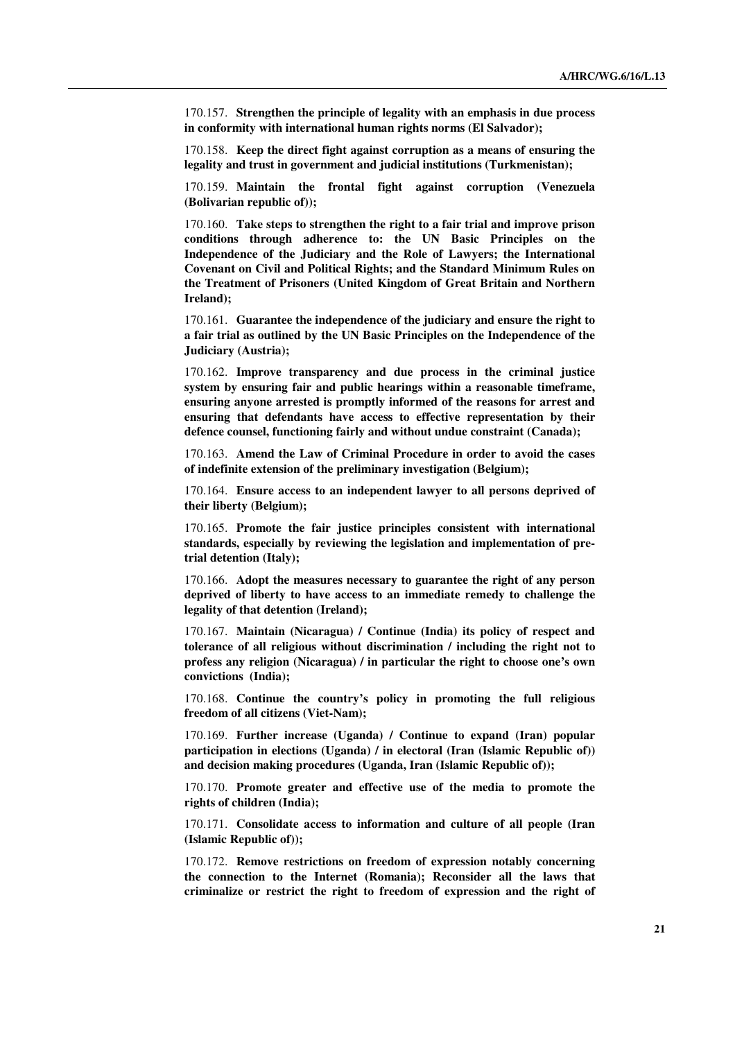170.157. **Strengthen the principle of legality with an emphasis in due process in conformity with international human rights norms (El Salvador);**

170.158. **Keep the direct fight against corruption as a means of ensuring the legality and trust in government and judicial institutions (Turkmenistan);**

170.159. **Maintain the frontal fight against corruption (Venezuela (Bolivarian republic of));**

170.160. **Take steps to strengthen the right to a fair trial and improve prison conditions through adherence to: the UN Basic Principles on the Independence of the Judiciary and the Role of Lawyers; the International Covenant on Civil and Political Rights; and the Standard Minimum Rules on the Treatment of Prisoners (United Kingdom of Great Britain and Northern Ireland);**

170.161. **Guarantee the independence of the judiciary and ensure the right to a fair trial as outlined by the UN Basic Principles on the Independence of the Judiciary (Austria);**

170.162. **Improve transparency and due process in the criminal justice system by ensuring fair and public hearings within a reasonable timeframe, ensuring anyone arrested is promptly informed of the reasons for arrest and ensuring that defendants have access to effective representation by their defence counsel, functioning fairly and without undue constraint (Canada);**

170.163. **Amend the Law of Criminal Procedure in order to avoid the cases of indefinite extension of the preliminary investigation (Belgium);**

170.164. **Ensure access to an independent lawyer to all persons deprived of their liberty (Belgium);**

170.165. **Promote the fair justice principles consistent with international standards, especially by reviewing the legislation and implementation of pre-trial detention (Italy);**

170.166. **Adopt the measures necessary to guarantee the right of any person deprived of liberty to have access to an immediate remedy to challenge the legality of that detention (Ireland);**

170.167. **Maintain (Nicaragua) / Continue (India) its policy of respect and tolerance of all religious without discrimination / including the right not to profess any religion (Nicaragua) / in particular the right to choose one's own convictions (India);**

170.168. **Continue the country's policy in promoting the full religious freedom of all citizens (Viet-Nam);**

170.169. **Further increase (Uganda) / Continue to expand (Iran) popular participation in elections (Uganda) / in electoral (Iran (Islamic Republic of)) and decision making procedures (Uganda, Iran (Islamic Republic of));**

170.170. **Promote greater and effective use of the media to promote the rights of children (India);**

170.171. **Consolidate access to information and culture of all people (Iran (Islamic Republic of));**

170.172. **Remove restrictions on freedom of expression notably concerning the connection to the Internet (Romania); Reconsider all the laws that criminalize or restrict the right to freedom of expression and the right of**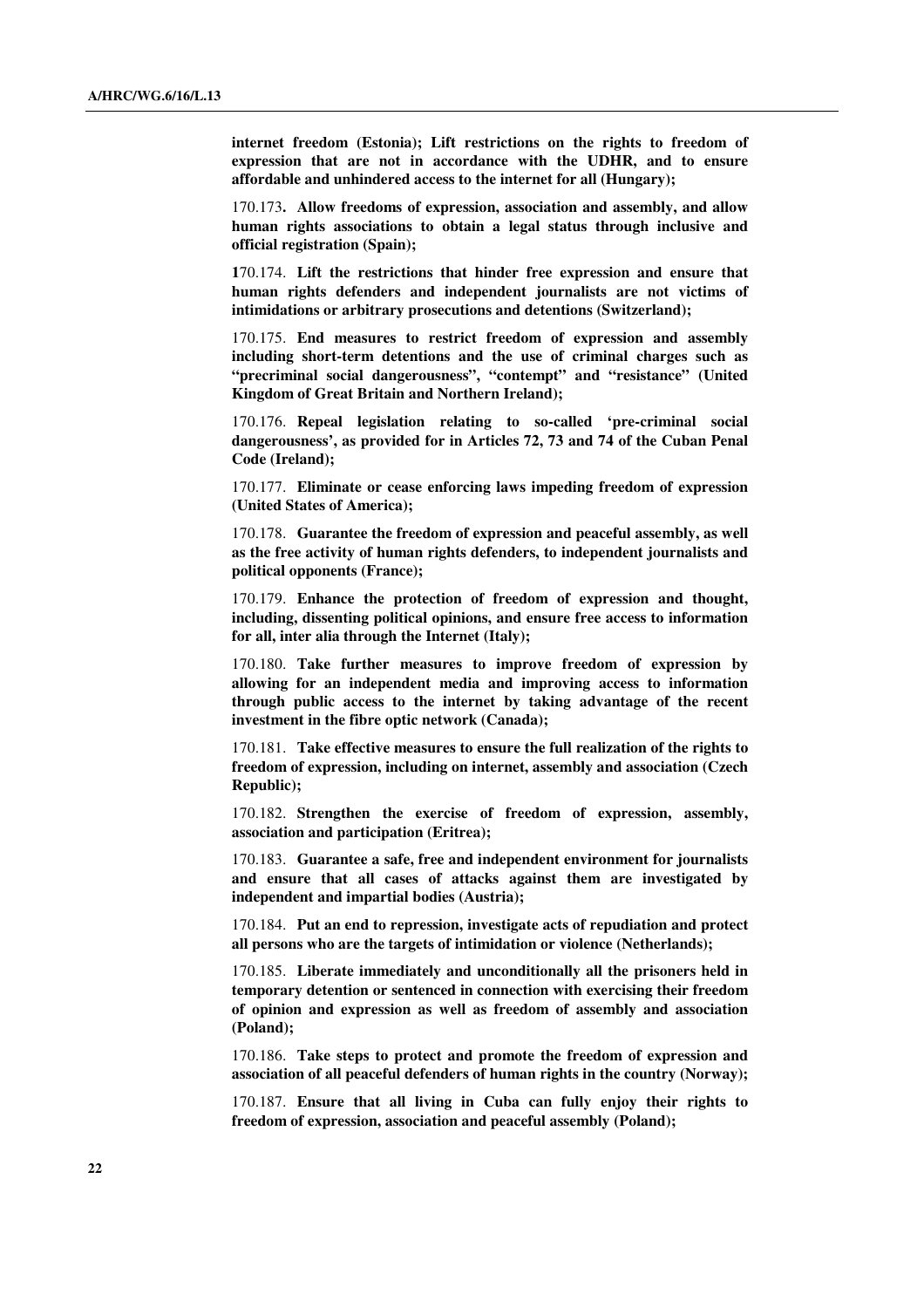**internet freedom (Estonia); Lift restrictions on the rights to freedom of expression that are not in accordance with the UDHR, and to ensure affordable and unhindered access to the internet for all (Hungary);**

170.173**. Allow freedoms of expression, association and assembly, and allow human rights associations to obtain a legal status through inclusive and official registration (Spain);**

**1**70.174. **Lift the restrictions that hinder free expression and ensure that human rights defenders and independent journalists are not victims of intimidations or arbitrary prosecutions and detentions (Switzerland);**

170.175. **End measures to restrict freedom of expression and assembly including short-term detentions and the use of criminal charges such as "precriminal social dangerousness", "contempt" and "resistance" (United Kingdom of Great Britain and Northern Ireland);**

170.176. **Repeal legislation relating to so-called 'pre-criminal social dangerousness', as provided for in Articles 72, 73 and 74 of the Cuban Penal Code (Ireland);**

170.177. **Eliminate or cease enforcing laws impeding freedom of expression (United States of America);**

170.178. **Guarantee the freedom of expression and peaceful assembly, as well as the free activity of human rights defenders, to independent journalists and political opponents (France);**

170.179. **Enhance the protection of freedom of expression and thought, including, dissenting political opinions, and ensure free access to information for all, inter alia through the Internet (Italy);**

170.180. **Take further measures to improve freedom of expression by allowing for an independent media and improving access to information through public access to the internet by taking advantage of the recent investment in the fibre optic network (Canada);**

170.181. **Take effective measures to ensure the full realization of the rights to freedom of expression, including on internet, assembly and association (Czech Republic);**

170.182. **Strengthen the exercise of freedom of expression, assembly, association and participation (Eritrea);**

170.183. **Guarantee a safe, free and independent environment for journalists and ensure that all cases of attacks against them are investigated by independent and impartial bodies (Austria);**

170.184. **Put an end to repression, investigate acts of repudiation and protect all persons who are the targets of intimidation or violence (Netherlands);**

170.185. **Liberate immediately and unconditionally all the prisoners held in temporary detention or sentenced in connection with exercising their freedom of opinion and expression as well as freedom of assembly and association (Poland);**

170.186. **Take steps to protect and promote the freedom of expression and association of all peaceful defenders of human rights in the country (Norway);**

170.187. **Ensure that all living in Cuba can fully enjoy their rights to freedom of expression, association and peaceful assembly (Poland);**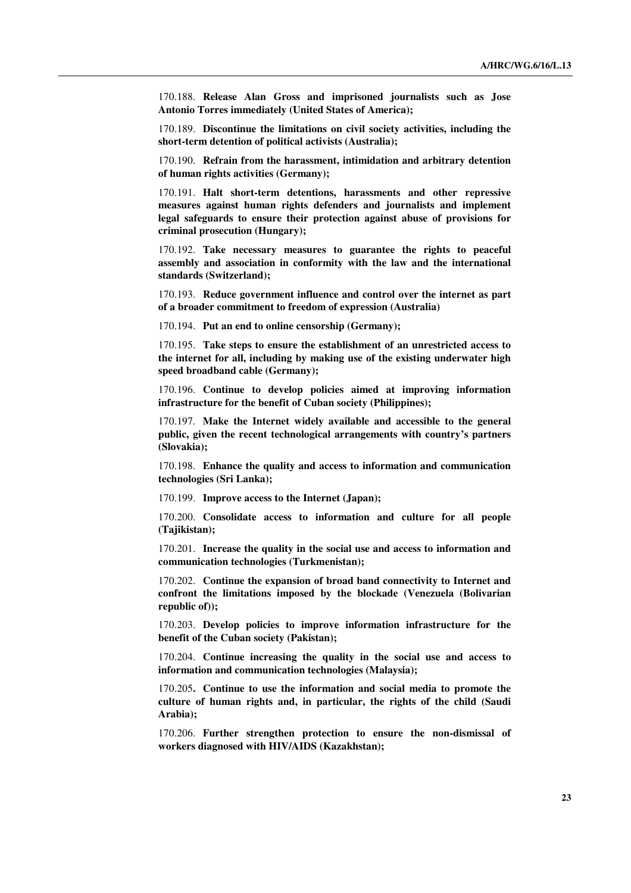170.188. **Release Alan Gross and imprisoned journalists such as Jose Antonio Torres immediately (United States of America);**

170.189. **Discontinue the limitations on civil society activities, including the short-term detention of political activists (Australia);**

170.190. **Refrain from the harassment, intimidation and arbitrary detention of human rights activities (Germany);**

170.191. **Halt short-term detentions, harassments and other repressive measures against human rights defenders and journalists and implement legal safeguards to ensure their protection against abuse of provisions for criminal prosecution (Hungary);**

170.192. **Take necessary measures to guarantee the rights to peaceful assembly and association in conformity with the law and the international standards (Switzerland);**

170.193. **Reduce government influence and control over the internet as part of a broader commitment to freedom of expression (Australia)**

170.194. **Put an end to online censorship (Germany);**

170.195. **Take steps to ensure the establishment of an unrestricted access to the internet for all, including by making use of the existing underwater high speed broadband cable (Germany);**

170.196. **Continue to develop policies aimed at improving information infrastructure for the benefit of Cuban society (Philippines);**

170.197. **Make the Internet widely available and accessible to the general public, given the recent technological arrangements with country's partners (Slovakia);**

170.198. **Enhance the quality and access to information and communication technologies (Sri Lanka);**

170.199. **Improve access to the Internet (Japan);**

170.200. **Consolidate access to information and culture for all people (Tajikistan);**

170.201. **Increase the quality in the social use and access to information and communication technologies (Turkmenistan);**

170.202. **Continue the expansion of broad band connectivity to Internet and confront the limitations imposed by the blockade (Venezuela (Bolivarian republic of));**

170.203. **Develop policies to improve information infrastructure for the benefit of the Cuban society (Pakistan);**

170.204. **Continue increasing the quality in the social use and access to information and communication technologies (Malaysia);**

170.205**. Continue to use the information and social media to promote the culture of human rights and, in particular, the rights of the child (Saudi Arabia);**

170.206. **Further strengthen protection to ensure the non-dismissal of workers diagnosed with HIV/AIDS (Kazakhstan);**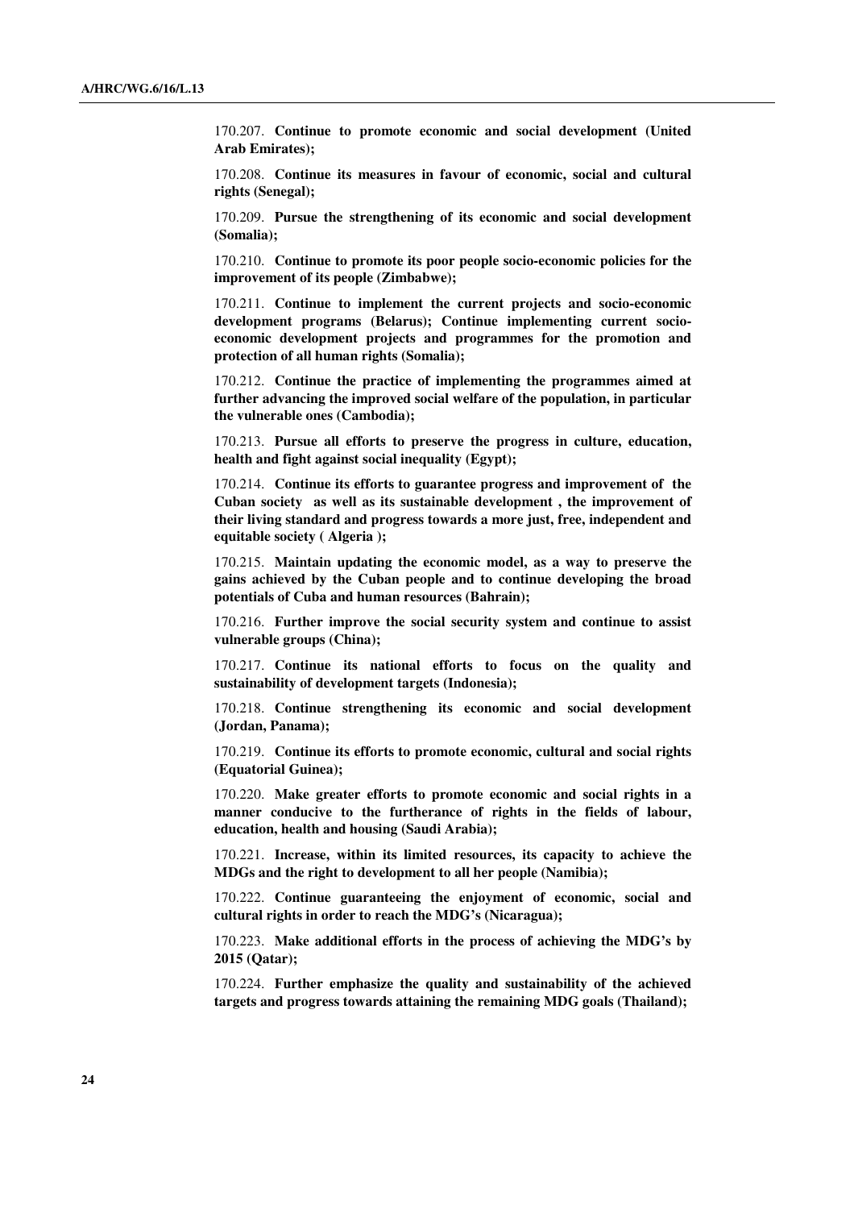170.207. **Continue to promote economic and social development (United Arab Emirates);**

170.208. **Continue its measures in favour of economic, social and cultural rights (Senegal);**

170.209. **Pursue the strengthening of its economic and social development (Somalia);**

170.210. **Continue to promote its poor people socio-economic policies for the improvement of its people (Zimbabwe);**

170.211. **Continue to implement the current projects and socio-economic development programs (Belarus); Continue implementing current socio-economic development projects and programmes for the promotion and protection of all human rights (Somalia);**

170.212. **Continue the practice of implementing the programmes aimed at further advancing the improved social welfare of the population, in particular the vulnerable ones (Cambodia);**

170.213. **Pursue all efforts to preserve the progress in culture, education, health and fight against social inequality (Egypt);**

170.214. **Continue its efforts to guarantee progress and improvement of the Cuban society as well as its sustainable development , the improvement of their living standard and progress towards a more just, free, independent and equitable society ( Algeria );**

170.215. **Maintain updating the economic model, as a way to preserve the gains achieved by the Cuban people and to continue developing the broad potentials of Cuba and human resources (Bahrain);**

170.216. **Further improve the social security system and continue to assist vulnerable groups (China);**

170.217. **Continue its national efforts to focus on the quality and sustainability of development targets (Indonesia);**

170.218. **Continue strengthening its economic and social development (Jordan, Panama);**

170.219. **Continue its efforts to promote economic, cultural and social rights (Equatorial Guinea);**

170.220. **Make greater efforts to promote economic and social rights in a manner conducive to the furtherance of rights in the fields of labour, education, health and housing (Saudi Arabia);**

170.221. **Increase, within its limited resources, its capacity to achieve the MDGs and the right to development to all her people (Namibia);**

170.222. **Continue guaranteeing the enjoyment of economic, social and cultural rights in order to reach the MDG's (Nicaragua);**

170.223. **Make additional efforts in the process of achieving the MDG's by 2015 (Qatar);**

170.224. **Further emphasize the quality and sustainability of the achieved targets and progress towards attaining the remaining MDG goals (Thailand);**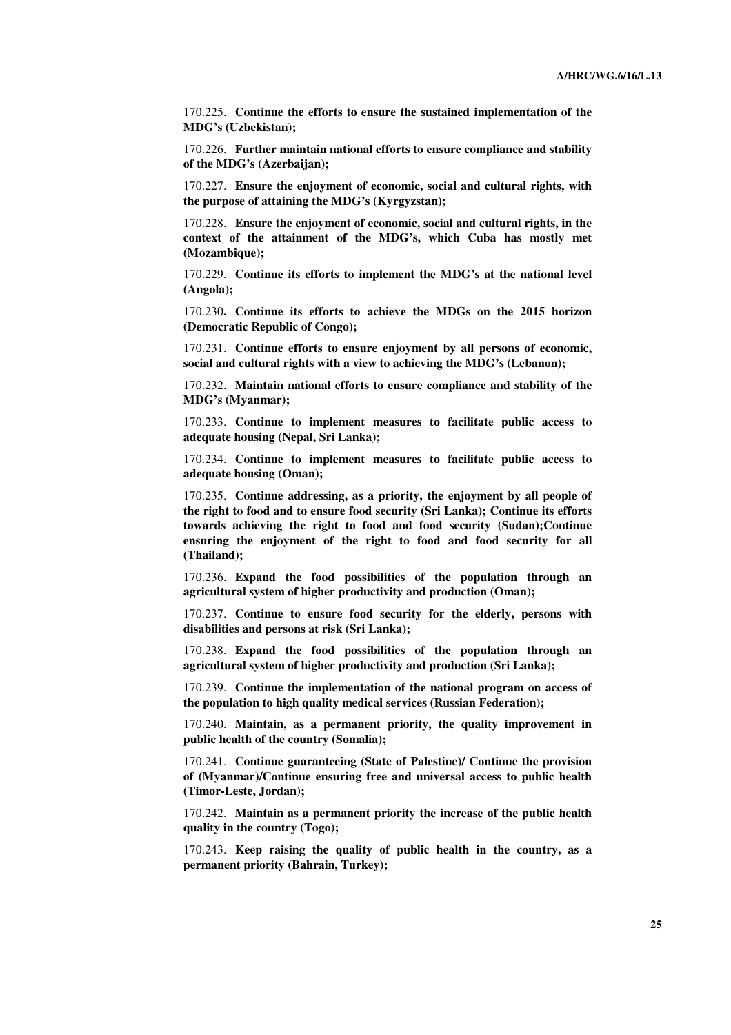170.225. **Continue the efforts to ensure the sustained implementation of the MDG's (Uzbekistan);**

170.226. **Further maintain national efforts to ensure compliance and stability of the MDG's (Azerbaijan);**

170.227. **Ensure the enjoyment of economic, social and cultural rights, with the purpose of attaining the MDG's (Kyrgyzstan);**

170.228. **Ensure the enjoyment of economic, social and cultural rights, in the context of the attainment of the MDG's, which Cuba has mostly met (Mozambique);**

170.229. **Continue its efforts to implement the MDG's at the national level (Angola);**

170.230**. Continue its efforts to achieve the MDGs on the 2015 horizon (Democratic Republic of Congo);**

170.231. **Continue efforts to ensure enjoyment by all persons of economic, social and cultural rights with a view to achieving the MDG's (Lebanon);**

170.232. **Maintain national efforts to ensure compliance and stability of the MDG's (Myanmar);**

170.233. **Continue to implement measures to facilitate public access to adequate housing (Nepal, Sri Lanka);**

170.234. **Continue to implement measures to facilitate public access to adequate housing (Oman);**

170.235. **Continue addressing, as a priority, the enjoyment by all people of the right to food and to ensure food security (Sri Lanka); Continue its efforts towards achieving the right to food and food security (Sudan);Continue ensuring the enjoyment of the right to food and food security for all (Thailand);**

170.236. **Expand the food possibilities of the population through an agricultural system of higher productivity and production (Oman);**

170.237. **Continue to ensure food security for the elderly, persons with disabilities and persons at risk (Sri Lanka);**

170.238. **Expand the food possibilities of the population through an agricultural system of higher productivity and production (Sri Lanka);**

170.239. **Continue the implementation of the national program on access of the population to high quality medical services (Russian Federation);**

170.240. **Maintain, as a permanent priority, the quality improvement in public health of the country (Somalia);**

170.241. **Continue guaranteeing (State of Palestine)/ Continue the provision of (Myanmar)/Continue ensuring free and universal access to public health (Timor-Leste, Jordan);**

170.242. **Maintain as a permanent priority the increase of the public health quality in the country (Togo);**

170.243. **Keep raising the quality of public health in the country, as a permanent priority (Bahrain, Turkey);**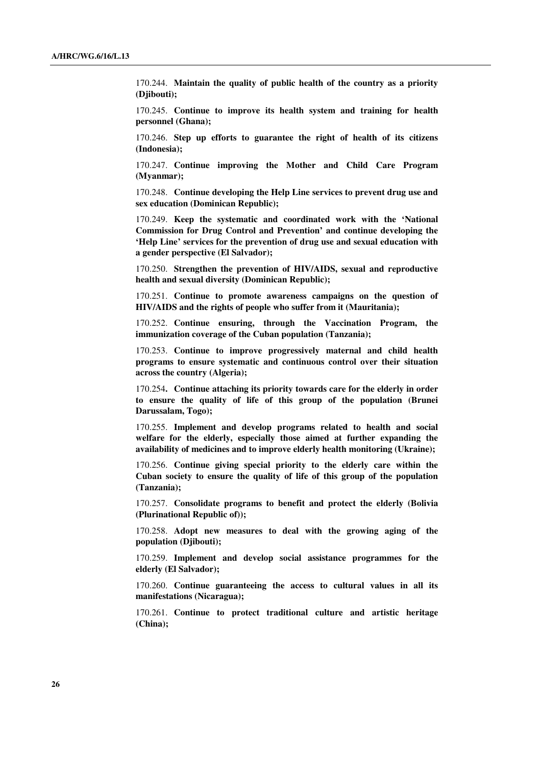170.244. **Maintain the quality of public health of the country as a priority (Djibouti);**

170.245. **Continue to improve its health system and training for health personnel (Ghana);**

170.246. **Step up efforts to guarantee the right of health of its citizens (Indonesia);**

170.247. **Continue improving the Mother and Child Care Program (Myanmar);**

170.248. **Continue developing the Help Line services to prevent drug use and sex education (Dominican Republic);**

170.249. **Keep the systematic and coordinated work with the 'National Commission for Drug Control and Prevention' and continue developing the 'Help Line' services for the prevention of drug use and sexual education with a gender perspective (El Salvador);**

170.250. **Strengthen the prevention of HIV/AIDS, sexual and reproductive health and sexual diversity (Dominican Republic);**

170.251. **Continue to promote awareness campaigns on the question of HIV/AIDS and the rights of people who suffer from it (Mauritania);**

170.252. **Continue ensuring, through the Vaccination Program, the immunization coverage of the Cuban population (Tanzania);**

170.253. **Continue to improve progressively maternal and child health programs to ensure systematic and continuous control over their situation across the country (Algeria);**

170.254**. Continue attaching its priority towards care for the elderly in order to ensure the quality of life of this group of the population (Brunei Darussalam, Togo);**

170.255. **Implement and develop programs related to health and social welfare for the elderly, especially those aimed at further expanding the availability of medicines and to improve elderly health monitoring (Ukraine);**

170.256. **Continue giving special priority to the elderly care within the Cuban society to ensure the quality of life of this group of the population (Tanzania);**

170.257. **Consolidate programs to benefit and protect the elderly (Bolivia (Plurinational Republic of));**

170.258. **Adopt new measures to deal with the growing aging of the population (Djibouti);**

170.259. **Implement and develop social assistance programmes for the elderly (El Salvador);**

170.260. **Continue guaranteeing the access to cultural values in all its manifestations (Nicaragua);**

170.261. **Continue to protect traditional culture and artistic heritage (China);**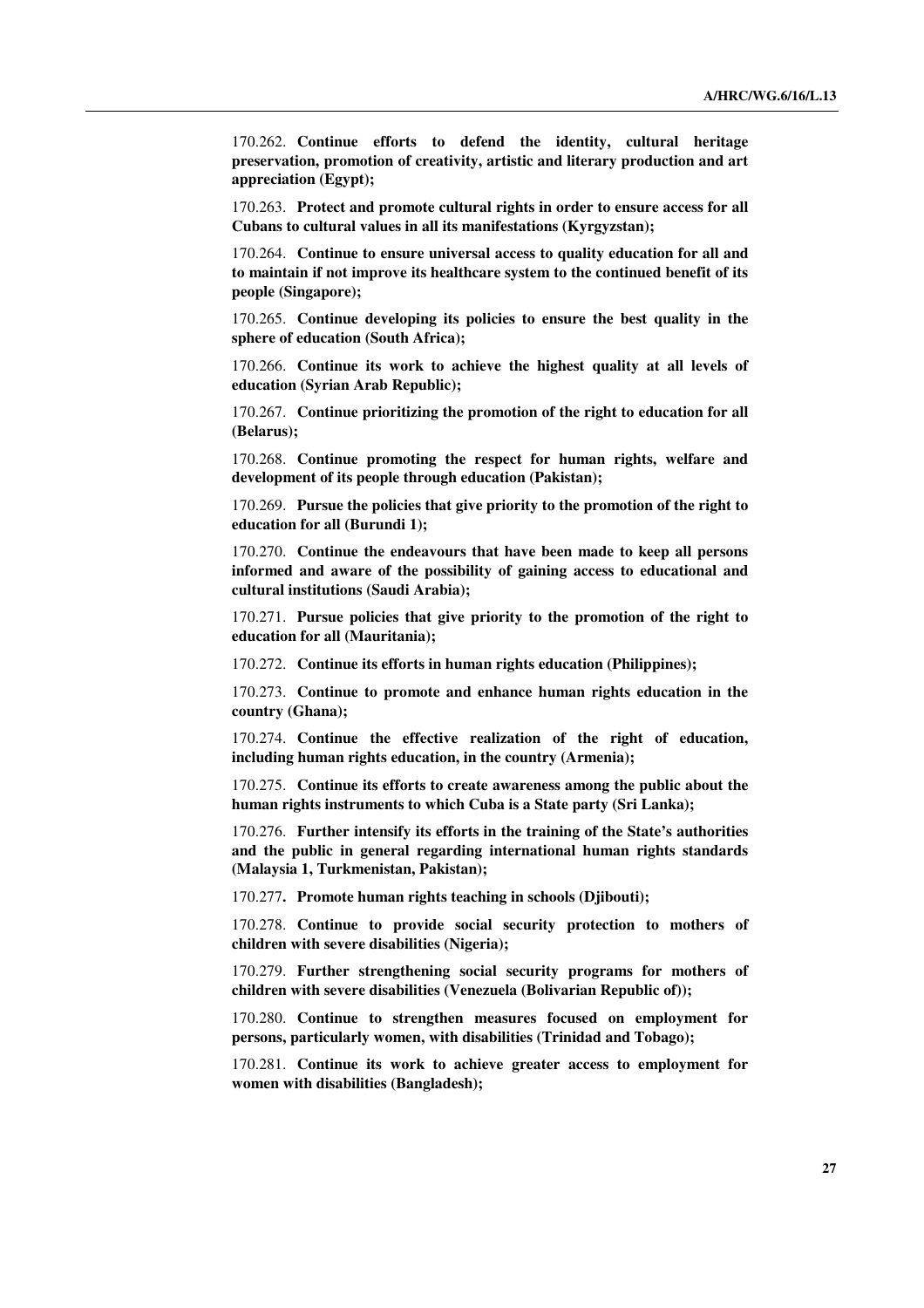170.262. **Continue efforts to defend the identity, cultural heritage preservation, promotion of creativity, artistic and literary production and art appreciation (Egypt);**

170.263. **Protect and promote cultural rights in order to ensure access for all Cubans to cultural values in all its manifestations (Kyrgyzstan);**

170.264. **Continue to ensure universal access to quality education for all and to maintain if not improve its healthcare system to the continued benefit of its people (Singapore);**

170.265. **Continue developing its policies to ensure the best quality in the sphere of education (South Africa);**

170.266. **Continue its work to achieve the highest quality at all levels of education (Syrian Arab Republic);**

170.267. **Continue prioritizing the promotion of the right to education for all (Belarus);**

170.268. **Continue promoting the respect for human rights, welfare and development of its people through education (Pakistan);**

170.269. **Pursue the policies that give priority to the promotion of the right to education for all (Burundi 1);**

170.270. **Continue the endeavours that have been made to keep all persons informed and aware of the possibility of gaining access to educational and cultural institutions (Saudi Arabia);**

170.271. **Pursue policies that give priority to the promotion of the right to education for all (Mauritania);**

170.272. **Continue its efforts in human rights education (Philippines);**

170.273. **Continue to promote and enhance human rights education in the country (Ghana);**

170.274. **Continue the effective realization of the right of education, including human rights education, in the country (Armenia);**

170.275. **Continue its efforts to create awareness among the public about the human rights instruments to which Cuba is a State party (Sri Lanka);**

170.276. **Further intensify its efforts in the training of the State's authorities and the public in general regarding international human rights standards (Malaysia 1, Turkmenistan, Pakistan);**

170.277**. Promote human rights teaching in schools (Djibouti);**

170.278. **Continue to provide social security protection to mothers of children with severe disabilities (Nigeria);**

170.279. **Further strengthening social security programs for mothers of children with severe disabilities (Venezuela (Bolivarian Republic of));**

170.280. **Continue to strengthen measures focused on employment for persons, particularly women, with disabilities (Trinidad and Tobago);**

170.281. **Continue its work to achieve greater access to employment for women with disabilities (Bangladesh);**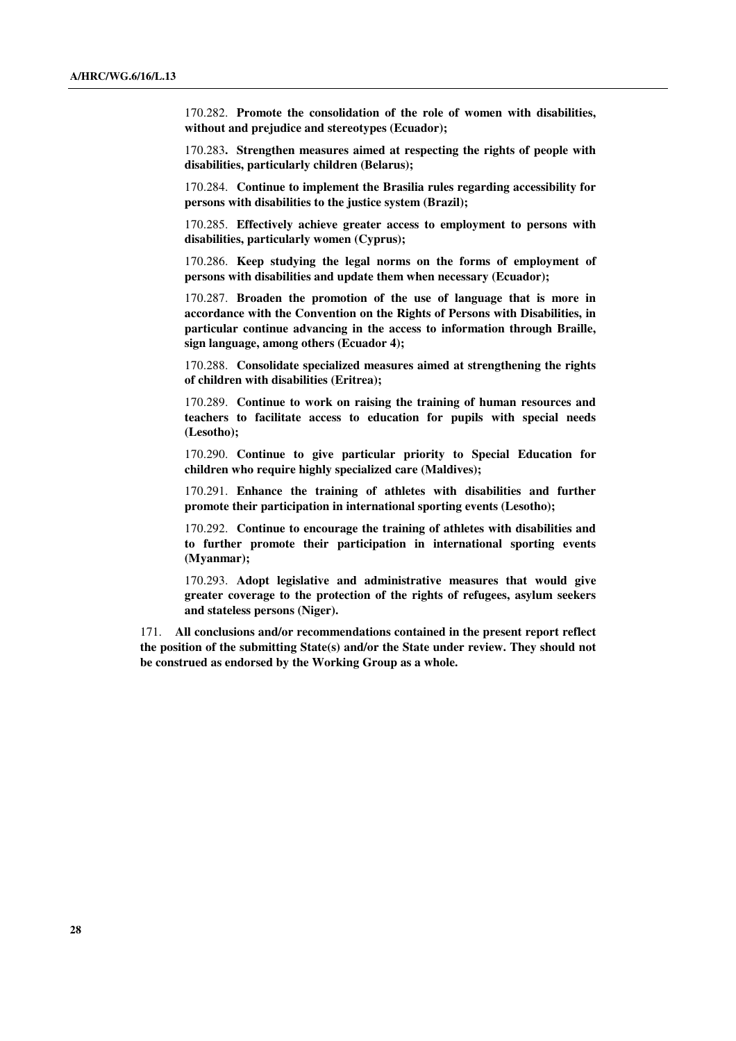170.282. **Promote the consolidation of the role of women with disabilities, without and prejudice and stereotypes (Ecuador);**

170.283**. Strengthen measures aimed at respecting the rights of people with disabilities, particularly children (Belarus);**

170.284. **Continue to implement the Brasilia rules regarding accessibility for persons with disabilities to the justice system (Brazil);**

170.285. **Effectively achieve greater access to employment to persons with disabilities, particularly women (Cyprus);**

170.286. **Keep studying the legal norms on the forms of employment of persons with disabilities and update them when necessary (Ecuador);**

170.287. **Broaden the promotion of the use of language that is more in accordance with the Convention on the Rights of Persons with Disabilities, in particular continue advancing in the access to information through Braille, sign language, among others (Ecuador 4);**

170.288. **Consolidate specialized measures aimed at strengthening the rights of children with disabilities (Eritrea);**

170.289. **Continue to work on raising the training of human resources and teachers to facilitate access to education for pupils with special needs (Lesotho);**

170.290. **Continue to give particular priority to Special Education for children who require highly specialized care (Maldives);**

170.291. **Enhance the training of athletes with disabilities and further promote their participation in international sporting events (Lesotho);**

170.292. **Continue to encourage the training of athletes with disabilities and to further promote their participation in international sporting events (Myanmar);**

170.293. **Adopt legislative and administrative measures that would give greater coverage to the protection of the rights of refugees, asylum seekers and stateless persons (Niger).**

171. **All conclusions and/or recommendations contained in the present report reflect the position of the submitting State(s) and/or the State under review. They should not be construed as endorsed by the Working Group as a whole.**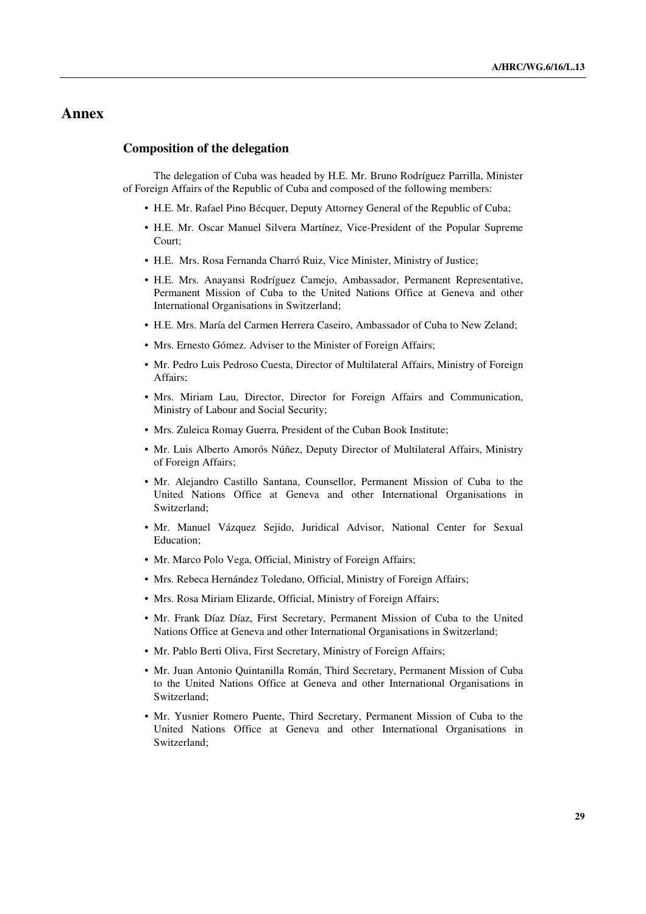# Annex

## Composition of the delegation

The delegation of Cuba was headed by H.E. Mr. Bruno Rodríguez Parrilla, Minister of Foreign Affairs of the Republic of Cuba and composed of the following members:

- H.E. Mr. Rafael Pino Bécquer, Deputy Attorney General of the Republic of Cuba;
- H.E. Mr. Oscar Manuel Silvera Martínez, Vice-President of the Popular Supreme Court;
- H.E. Mrs. Rosa Fernanda Charró Ruiz, Vice Minister, Ministry of Justice;
- H.E. Mrs. Anayansi Rodríguez Camejo, Ambassador, Permanent Representative, Permanent Mission of Cuba to the United Nations Office at Geneva and other International Organisations in Switzerland;
- H.E. Mrs. María del Carmen Herrera Caseiro, Ambassador of Cuba to New Zeland;
- Mrs. Ernesto Gómez. Adviser to the Minister of Foreign Affairs;
- Mr. Pedro Luis Pedroso Cuesta, Director of Multilateral Affairs, Ministry of Foreign Affairs;
- Mrs. Miriam Lau, Director, Director for Foreign Affairs and Communication, Ministry of Labour and Social Security;
- Mrs. Zuleica Romay Guerra, President of the Cuban Book Institute;
- Mr. Luis Alberto Amorós Núñez, Deputy Director of Multilateral Affairs, Ministry of Foreign Affairs;
- Mr. Alejandro Castillo Santana, Counsellor, Permanent Mission of Cuba to the United Nations Office at Geneva and other International Organisations in Switzerland;
- Mr. Manuel Vázquez Sejido, Juridical Advisor, National Center for Sexual Education;
- Mr. Marco Polo Vega, Official, Ministry of Foreign Affairs;
- Mrs. Rebeca Hernández Toledano, Official, Ministry of Foreign Affairs;
- Mrs. Rosa Miriam Elizarde, Official, Ministry of Foreign Affairs;
- Mr. Frank Díaz Díaz, First Secretary, Permanent Mission of Cuba to the United Nations Office at Geneva and other International Organisations in Switzerland;
- Mr. Pablo Berti Oliva, First Secretary, Ministry of Foreign Affairs;
- Mr. Juan Antonio Quintanilla Román, Third Secretary, Permanent Mission of Cuba to the United Nations Office at Geneva and other International Organisations in Switzerland;
- Mr. Yusnier Romero Puente, Third Secretary, Permanent Mission of Cuba to the United Nations Office at Geneva and other International Organisations in Switzerland;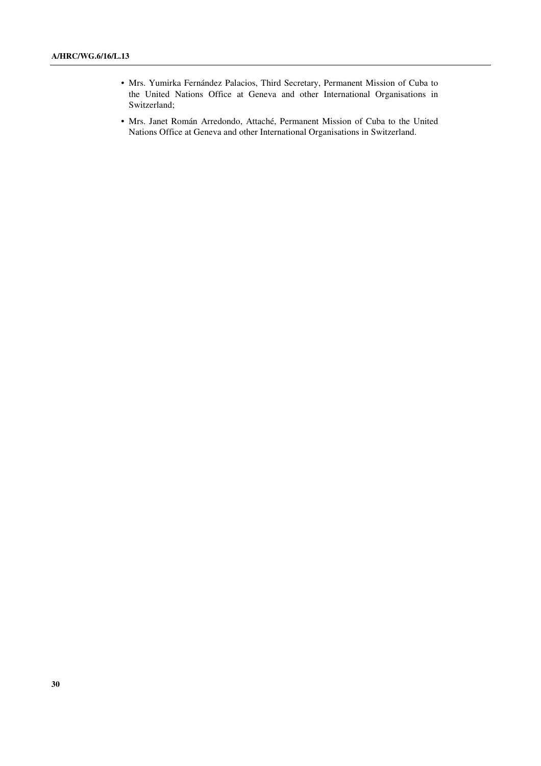- Mrs. Yumirka Fernández Palacios, Third Secretary, Permanent Mission of Cuba to the United Nations Office at Geneva and other International Organisations in Switzerland;
- Mrs. Janet Román Arredondo, Attaché, Permanent Mission of Cuba to the United Nations Office at Geneva and other International Organisations in Switzerland.